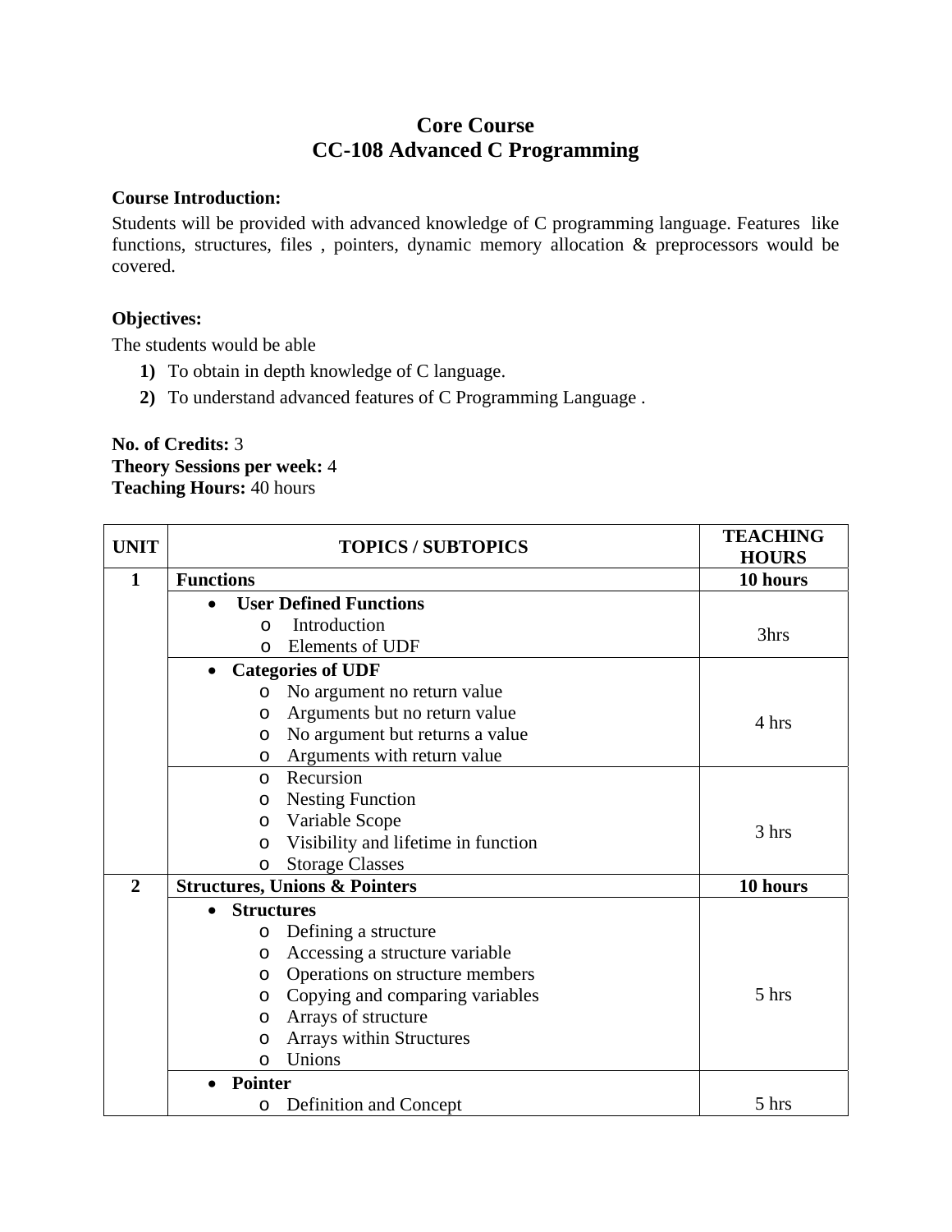# Core Course
## CC-108 Advanced C Programming

**Course Introduction:**

Students will be provided with advanced knowledge of C programming language. Features like functions, structures, files , pointers, dynamic memory allocation & preprocessors would be covered.

**Objectives:**

The students would be able

1) To obtain in depth knowledge of C language.
2) To understand advanced features of C Programming Language .

**No. of Credits:** 3
**Theory Sessions per week:** 4
**Teaching Hours:** 40 hours

| UNIT | TOPICS / SUBTOPICS | TEACHING HOURS |
|---|---|---|
| **1** | **Functions** | **10 hours** |
| | • **User Defined Functions**<br>o Introduction<br>o Elements of UDF | 3hrs |
| | • **Categories of UDF**<br>o No argument no return value<br>o Arguments but no return value<br>o No argument but returns a value<br>o Arguments with return value | 4 hrs |
| | o Recursion<br>o Nesting Function<br>o Variable Scope<br>o Visibility and lifetime in function<br>o Storage Classes | 3 hrs |
| **2** | **Structures, Unions & Pointers** | **10 hours** |
| | • **Structures**<br>o Defining a structure<br>o Accessing a structure variable<br>o Operations on structure members<br>o Copying and comparing variables<br>o Arrays of structure<br>o Arrays within Structures<br>o Unions | 5 hrs |
| | • **Pointer**<br>o Definition and Concept | 5 hrs |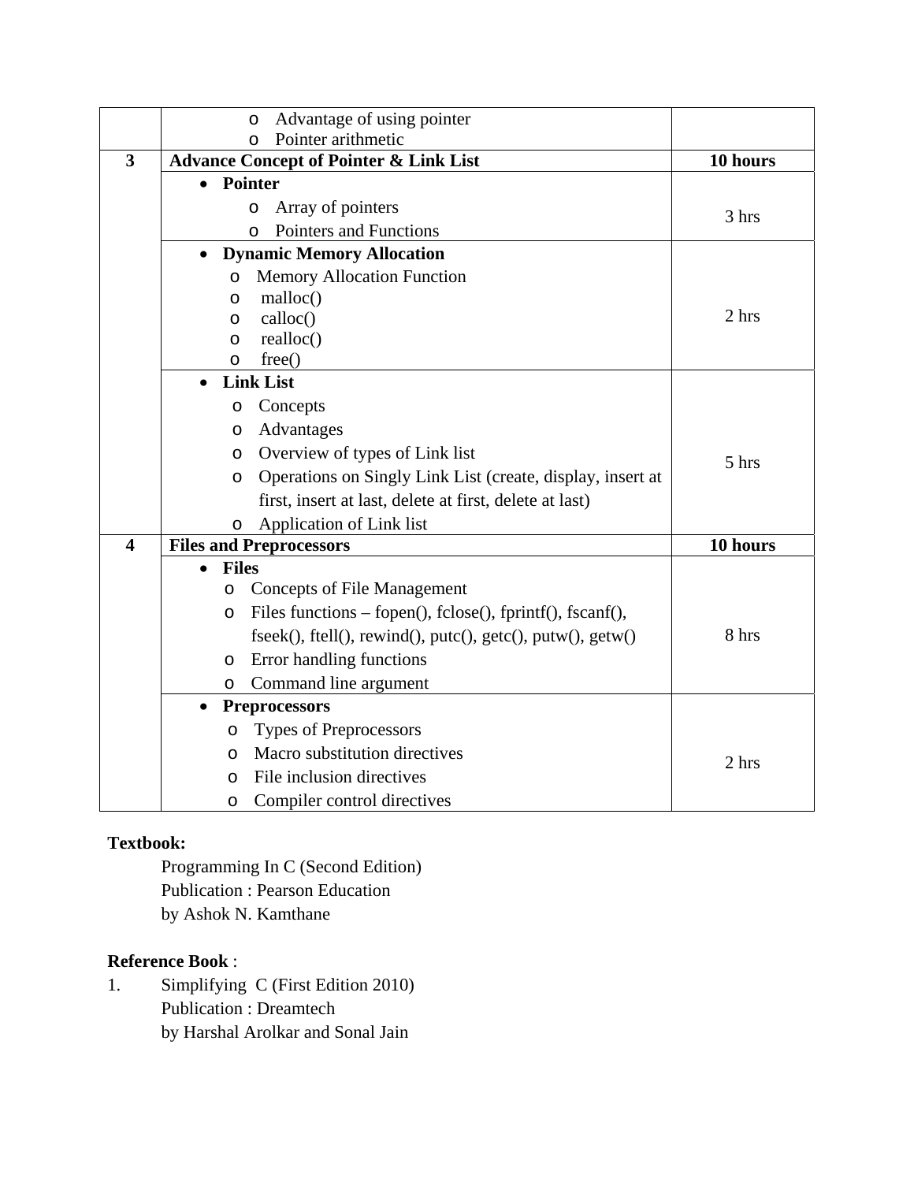| | | |
|---|---|---|
| | o Advantage of using pointer<br>o Pointer arithmetic | |
| **3** | **Advance Concept of Pointer & Link List** | **10 hours** |
| | • **Pointer**<br>o Array of pointers<br>o Pointers and Functions | 3 hrs |
| | • **Dynamic Memory Allocation**<br>o Memory Allocation Function<br>o malloc()<br>o calloc()<br>o realloc()<br>o free() | 2 hrs |
| | • **Link List**<br>o Concepts<br>o Advantages<br>o Overview of types of Link list<br>o Operations on Singly Link List (create, display, insert at first, insert at last, delete at first, delete at last)<br>o Application of Link list | 5 hrs |
| **4** | **Files and Preprocessors** | **10 hours** |
| | • **Files**<br>o Concepts of File Management<br>o Files functions – fopen(), fclose(), fprintf(), fscanf(), fseek(), ftell(), rewind(), putc(), getc(), putw(), getw()<br>o Error handling functions<br>o Command line argument | 8 hrs |
| | • **Preprocessors**<br>o Types of Preprocessors<br>o Macro substitution directives<br>o File inclusion directives<br>o Compiler control directives | 2 hrs |

**Textbook:**

Programming In C (Second Edition)
Publication : Pearson Education
by Ashok N. Kamthane

**Reference Book** :

1. Simplifying C (First Edition 2010)
   Publication : Dreamtech
   by Harshal Arolkar and Sonal Jain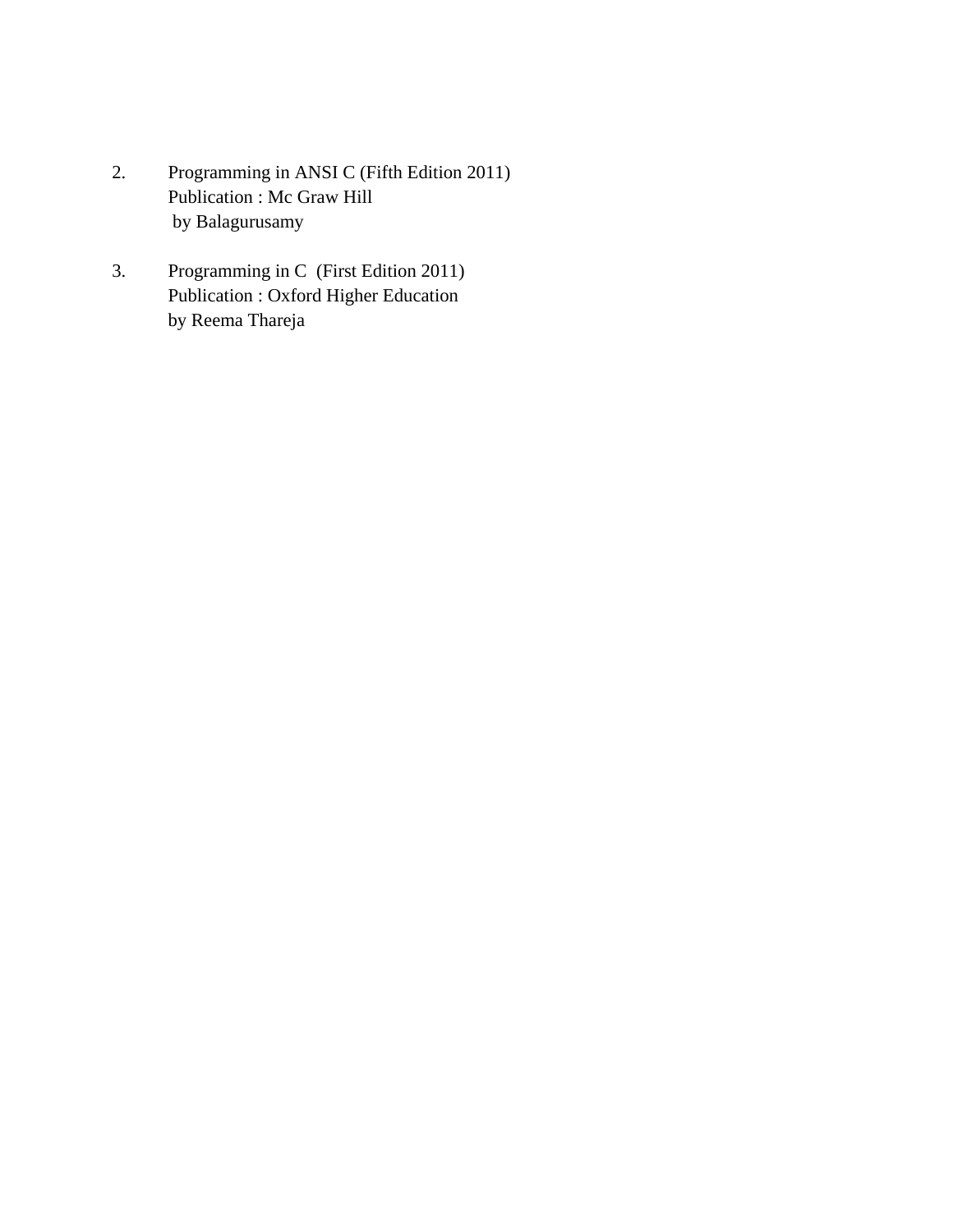2. Programming in ANSI C (Fifth Edition 2011)
   Publication : Mc Graw Hill
   by Balagurusamy

3. Programming in C  (First Edition 2011)
   Publication : Oxford Higher Education
   by Reema Thareja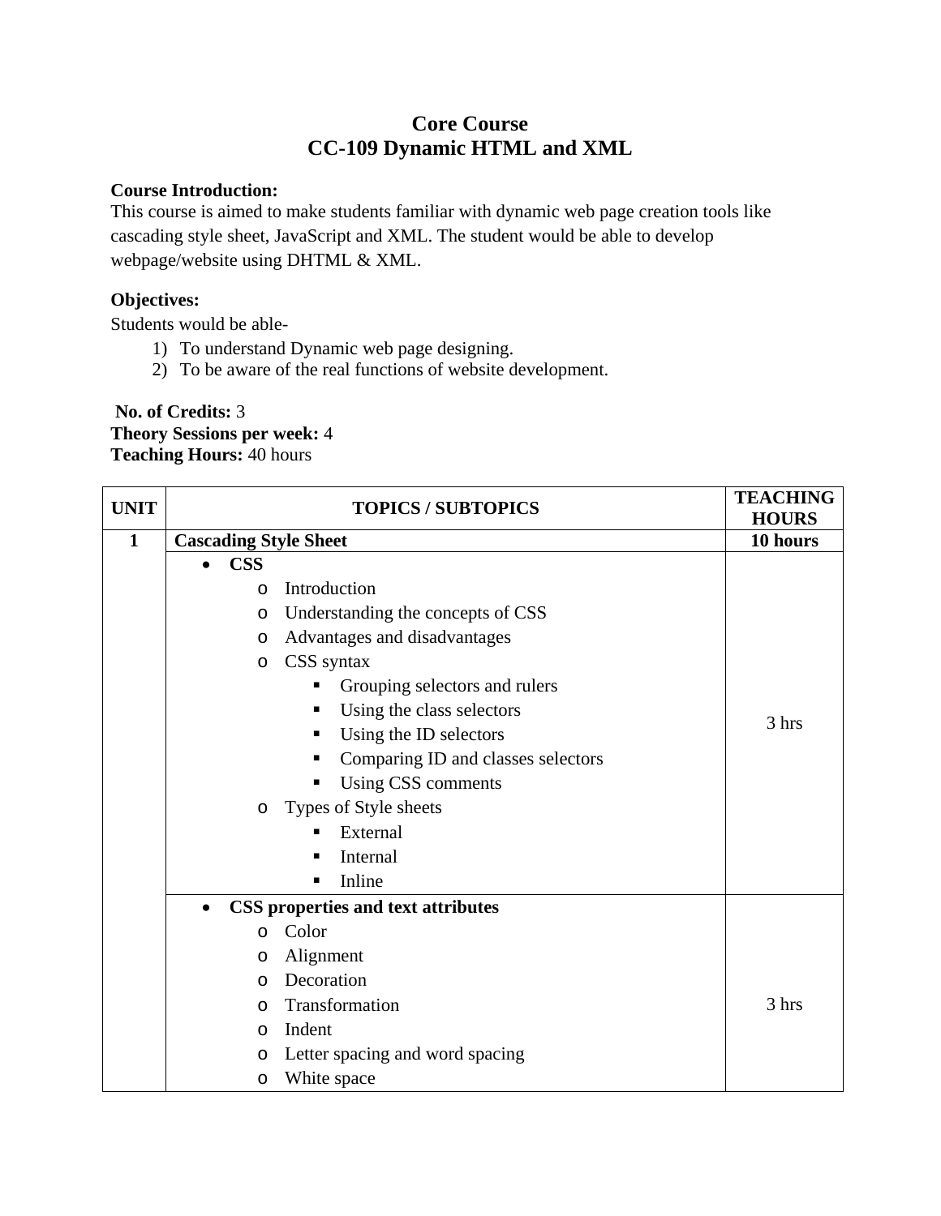# Core Course

# CC-109 Dynamic HTML and XML

**Course Introduction:**

This course is aimed to make students familiar with dynamic web page creation tools like cascading style sheet, JavaScript and XML. The student would be able to develop webpage/website using DHTML & XML.

**Objectives:**

Students would be able-

1) To understand Dynamic web page designing.
2) To be aware of the real functions of website development.

**No. of Credits:** 3

**Theory Sessions per week:** 4

**Teaching Hours:** 40 hours

| UNIT | TOPICS / SUBTOPICS | TEACHING HOURS |
|---|---|---|
| **1** | **Cascading Style Sheet** | **10 hours** |
| | • **CSS**<br>o Introduction<br>o Understanding the concepts of CSS<br>o Advantages and disadvantages<br>o CSS syntax<br>▪ Grouping selectors and rulers<br>▪ Using the class selectors<br>▪ Using the ID selectors<br>▪ Comparing ID and classes selectors<br>▪ Using CSS comments<br>o Types of Style sheets<br>▪ External<br>▪ Internal<br>▪ Inline | 3 hrs |
| | • **CSS properties and text attributes**<br>o Color<br>o Alignment<br>o Decoration<br>o Transformation<br>o Indent<br>o Letter spacing and word spacing<br>o White space | 3 hrs |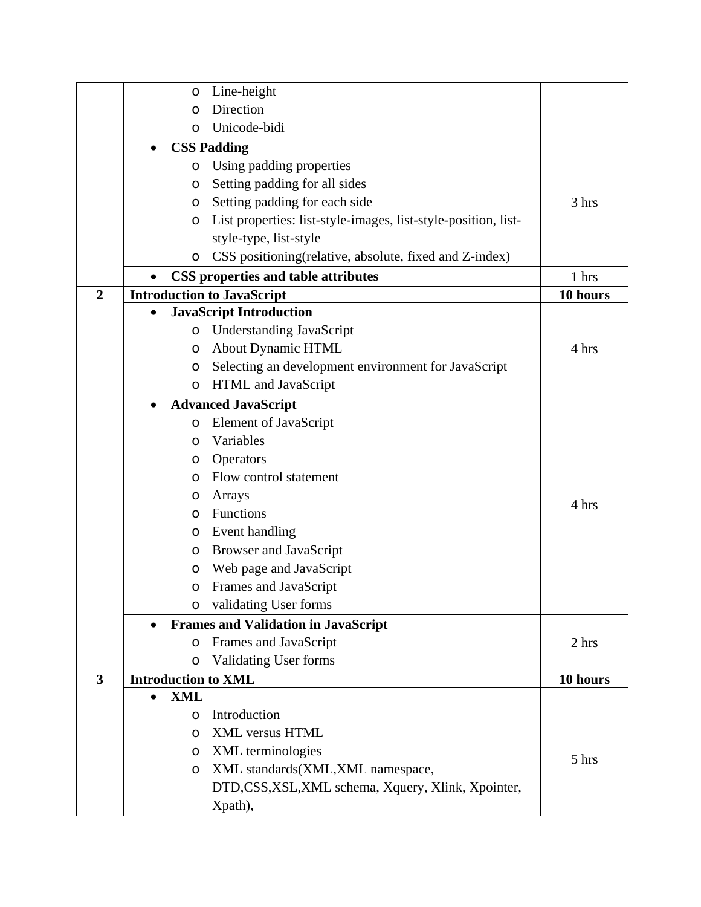| | | |
|---|---|---|
| | ○ Line-height<br>○ Direction<br>○ Unicode-bidi | |
| | • **CSS Padding**<br>○ Using padding properties<br>○ Setting padding for all sides<br>○ Setting padding for each side<br>○ List properties: list-style-images, list-style-position, list-style-type, list-style<br>○ CSS positioning(relative, absolute, fixed and Z-index) | 3 hrs |
| | • **CSS properties and table attributes** | 1 hrs |
| **2** | **Introduction to JavaScript** | **10 hours** |
| | • **JavaScript Introduction**<br>○ Understanding JavaScript<br>○ About Dynamic HTML<br>○ Selecting an development environment for JavaScript<br>○ HTML and JavaScript | 4 hrs |
| | • **Advanced JavaScript**<br>○ Element of JavaScript<br>○ Variables<br>○ Operators<br>○ Flow control statement<br>○ Arrays<br>○ Functions<br>○ Event handling<br>○ Browser and JavaScript<br>○ Web page and JavaScript<br>○ Frames and JavaScript<br>○ validating User forms | 4 hrs |
| | • **Frames and Validation in JavaScript**<br>○ Frames and JavaScript<br>○ Validating User forms | 2 hrs |
| **3** | **Introduction to XML** | **10 hours** |
| | • **XML**<br>○ Introduction<br>○ XML versus HTML<br>○ XML terminologies<br>○ XML standards(XML,XML namespace, DTD,CSS,XSL,XML schema, Xquery, Xlink, Xpointer, Xpath), | 5 hrs |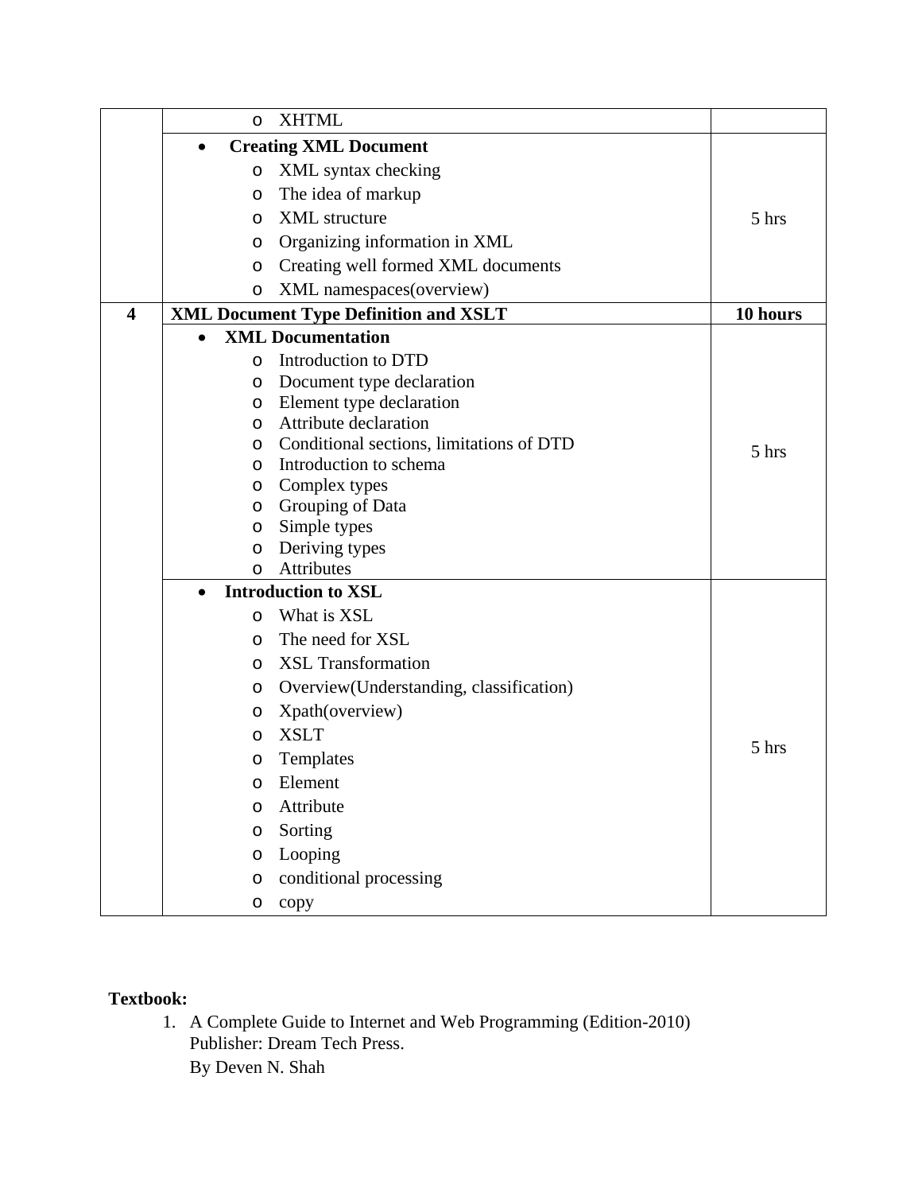| | | |
|---|---|---|
| | ○ XHTML | |
| | • **Creating XML Document**<br>○ XML syntax checking<br>○ The idea of markup<br>○ XML structure<br>○ Organizing information in XML<br>○ Creating well formed XML documents<br>○ XML namespaces(overview) | 5 hrs |
| **4** | **XML Document Type Definition and XSLT** | **10 hours** |
| | • **XML Documentation**<br>○ Introduction to DTD<br>○ Document type declaration<br>○ Element type declaration<br>○ Attribute declaration<br>○ Conditional sections, limitations of DTD<br>○ Introduction to schema<br>○ Complex types<br>○ Grouping of Data<br>○ Simple types<br>○ Deriving types<br>○ Attributes | 5 hrs |
| | • **Introduction to XSL**<br>○ What is XSL<br>○ The need for XSL<br>○ XSL Transformation<br>○ Overview(Understanding, classification)<br>○ Xpath(overview)<br>○ XSLT<br>○ Templates<br>○ Element<br>○ Attribute<br>○ Sorting<br>○ Looping<br>○ conditional processing<br>○ copy | 5 hrs |

**Textbook:**

1. A Complete Guide to Internet and Web Programming (Edition-2010)
   Publisher: Dream Tech Press.
   By Deven N. Shah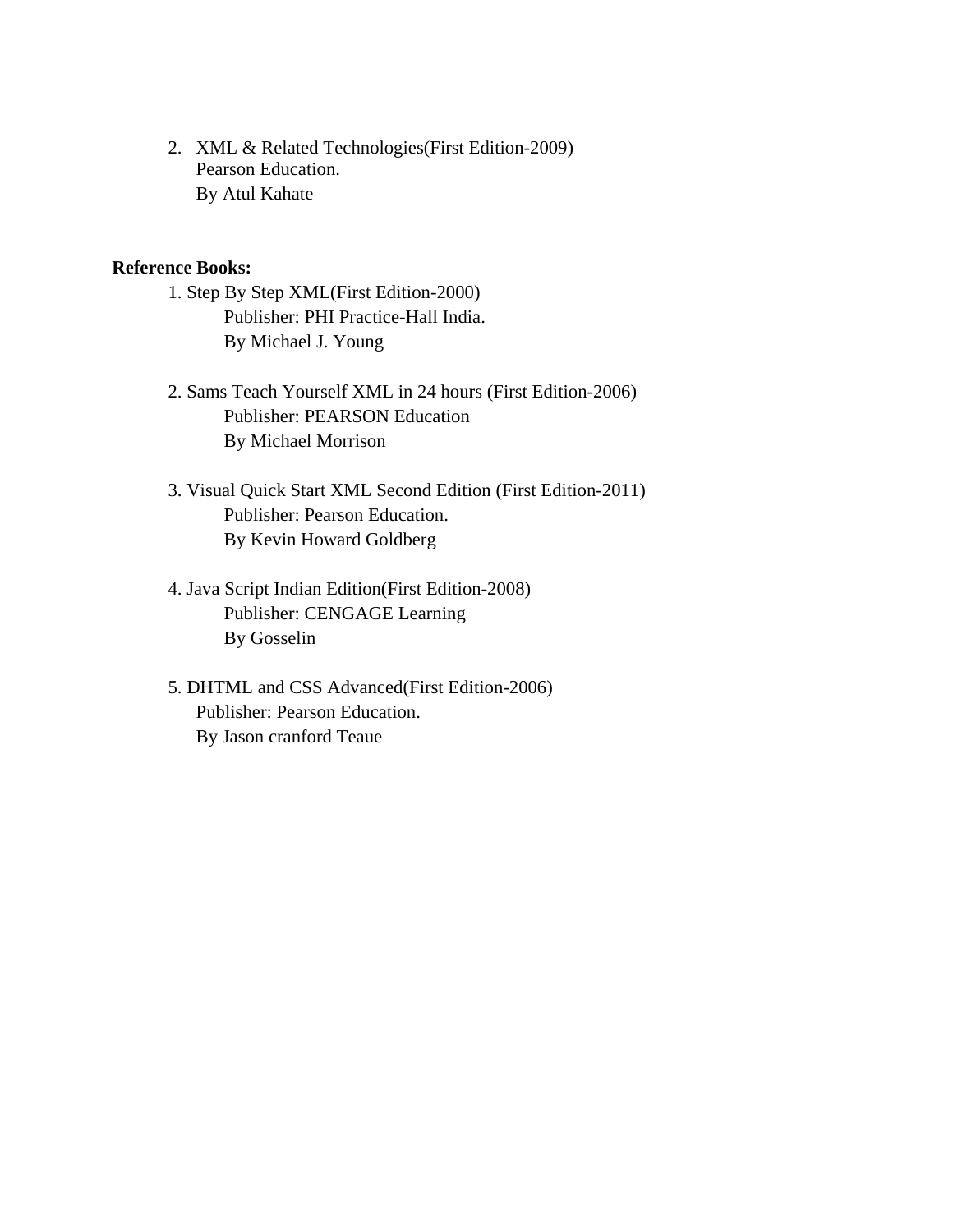2. XML & Related Technologies(First Edition-2009)
   Pearson Education.
   By Atul Kahate

**Reference Books:**

1. Step By Step XML(First Edition-2000)
   Publisher: PHI Practice-Hall India.
   By Michael J. Young

2. Sams Teach Yourself XML in 24 hours (First Edition-2006)
   Publisher: PEARSON Education
   By Michael Morrison

3. Visual Quick Start XML Second Edition (First Edition-2011)
   Publisher: Pearson Education.
   By Kevin Howard Goldberg

4. Java Script Indian Edition(First Edition-2008)
   Publisher: CENGAGE Learning
   By Gosselin

5. DHTML and CSS Advanced(First Edition-2006)
   Publisher: Pearson Education.
   By Jason cranford Teaue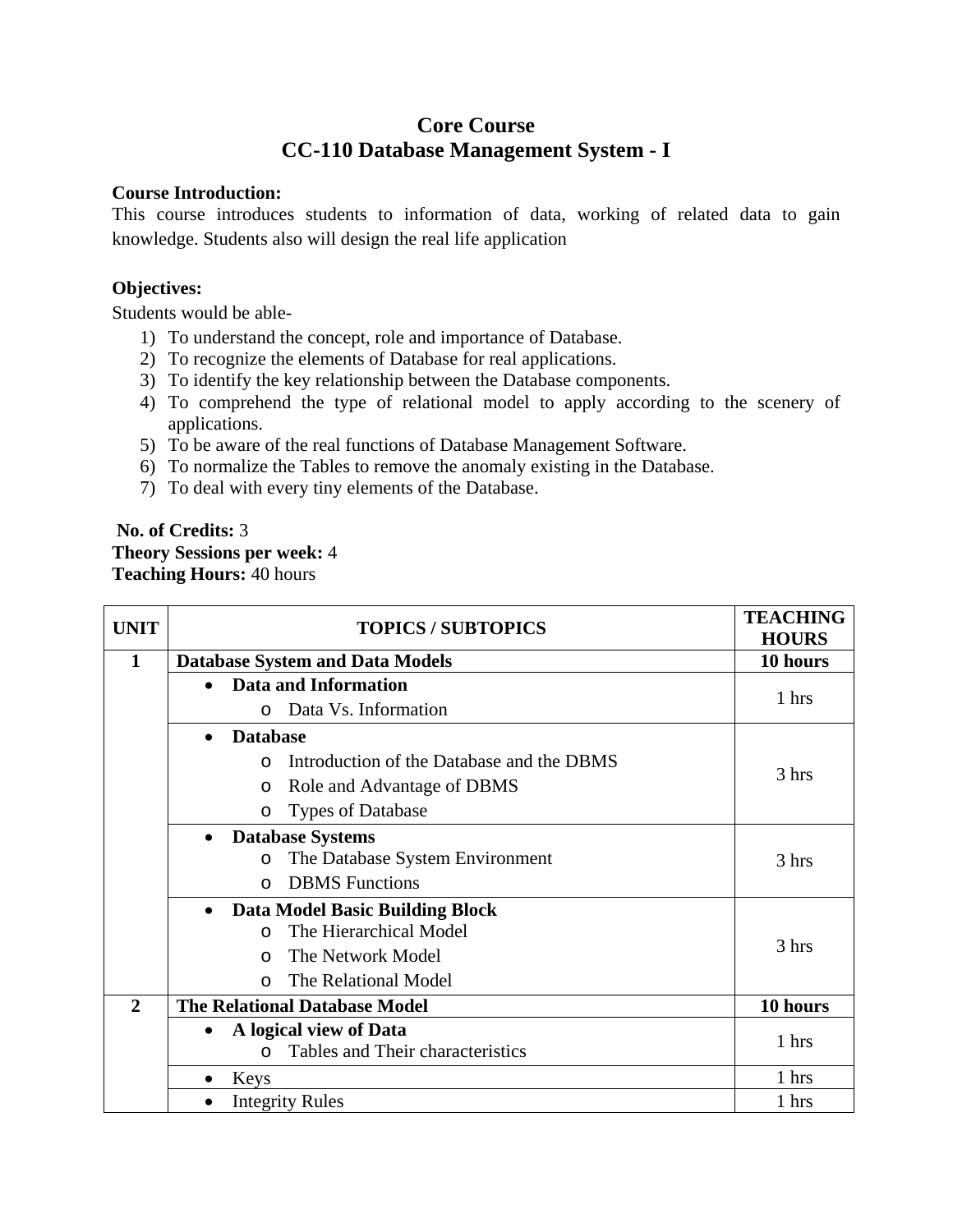# Core Course
## CC-110 Database Management System - I

**Course Introduction:**

This course introduces students to information of data, working of related data to gain knowledge. Students also will design the real life application

**Objectives:**

Students would be able-

1) To understand the concept, role and importance of Database.
2) To recognize the elements of Database for real applications.
3) To identify the key relationship between the Database components.
4) To comprehend the type of relational model to apply according to the scenery of applications.
5) To be aware of the real functions of Database Management Software.
6) To normalize the Tables to remove the anomaly existing in the Database.
7) To deal with every tiny elements of the Database.

**No. of Credits:** 3
**Theory Sessions per week:** 4
**Teaching Hours:** 40 hours

| UNIT | TOPICS / SUBTOPICS | TEACHING HOURS |
|---|---|---|
| 1 | **Database System and Data Models** | **10 hours** |
| | • **Data and Information**<br>  o Data Vs. Information | 1 hrs |
| | • **Database**<br>  o Introduction of the Database and the DBMS<br>  o Role and Advantage of DBMS<br>  o Types of Database | 3 hrs |
| | • **Database Systems**<br>  o The Database System Environment<br>  o DBMS Functions | 3 hrs |
| | • **Data Model Basic Building Block**<br>  o The Hierarchical Model<br>  o The Network Model<br>  o The Relational Model | 3 hrs |
| 2 | **The Relational Database Model** | **10 hours** |
| | • **A logical view of Data**<br>  o Tables and Their characteristics | 1 hrs |
| | • Keys | 1 hrs |
| | • Integrity Rules | 1 hrs |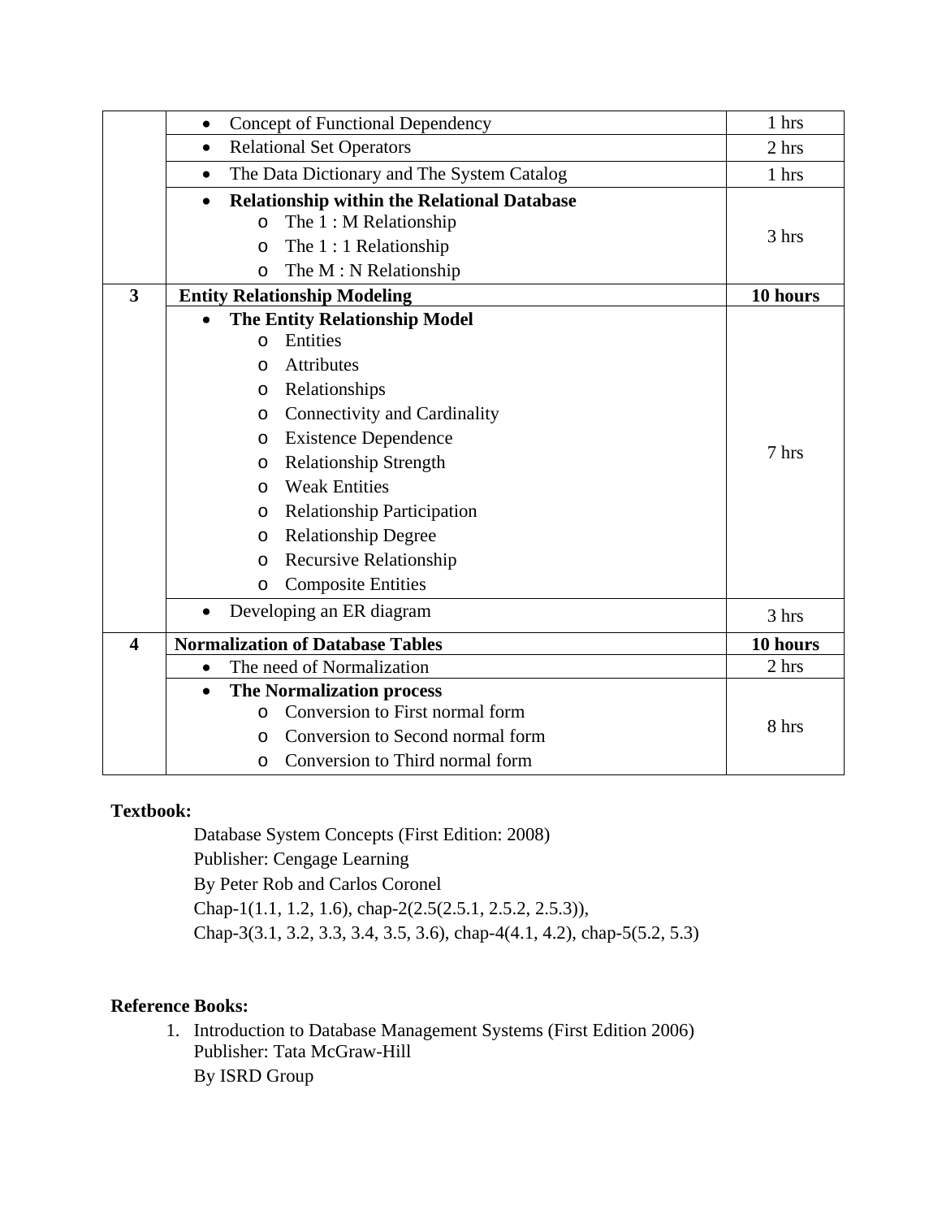| | | |
|---|---|---|
| | • Concept of Functional Dependency | 1 hrs |
| | • Relational Set Operators | 2 hrs |
| | • The Data Dictionary and The System Catalog | 1 hrs |
| | • **Relationship within the Relational Database**<br>o The 1 : M Relationship<br>o The 1 : 1 Relationship<br>o The M : N Relationship | 3 hrs |
| **3** | **Entity Relationship Modeling** | **10 hours** |
| | • **The Entity Relationship Model**<br>o Entities<br>o Attributes<br>o Relationships<br>o Connectivity and Cardinality<br>o Existence Dependence<br>o Relationship Strength<br>o Weak Entities<br>o Relationship Participation<br>o Relationship Degree<br>o Recursive Relationship<br>o Composite Entities | 7 hrs |
| | • Developing an ER diagram | 3 hrs |
| **4** | **Normalization of Database Tables** | **10 hours** |
| | • The need of Normalization | 2 hrs |
| | • **The Normalization process**<br>o Conversion to First normal form<br>o Conversion to Second normal form<br>o Conversion to Third normal form | 8 hrs |

**Textbook:**

Database System Concepts (First Edition: 2008)
Publisher: Cengage Learning
By Peter Rob and Carlos Coronel
Chap-1(1.1, 1.2, 1.6), chap-2(2.5(2.5.1, 2.5.2, 2.5.3)),
Chap-3(3.1, 3.2, 3.3, 3.4, 3.5, 3.6), chap-4(4.1, 4.2), chap-5(5.2, 5.3)

**Reference Books:**

1. Introduction to Database Management Systems (First Edition 2006)
   Publisher: Tata McGraw-Hill
   By ISRD Group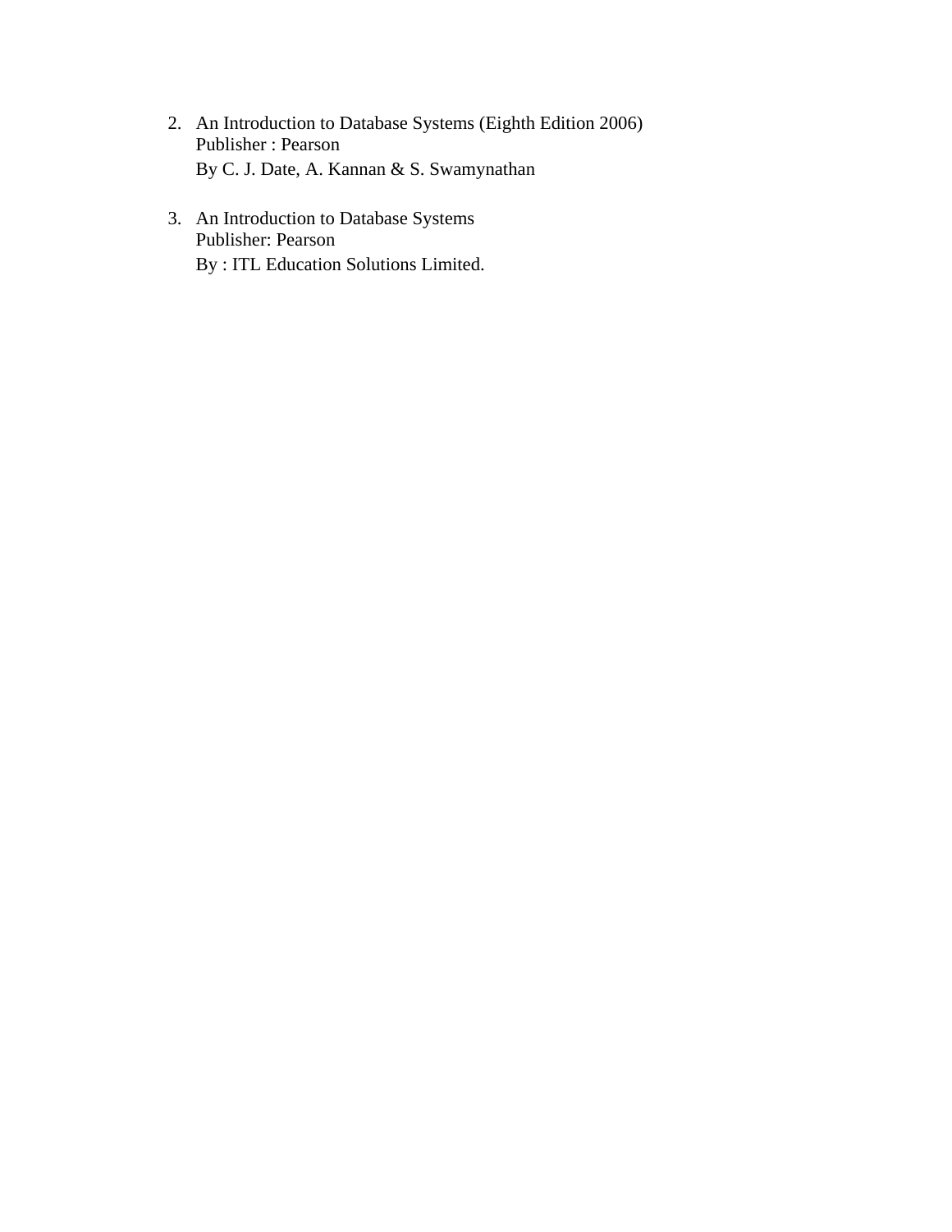2. An Introduction to Database Systems (Eighth Edition 2006)  
   Publisher : Pearson  
   By C. J. Date, A. Kannan & S. Swamynathan

3. An Introduction to Database Systems  
   Publisher: Pearson  
   By : ITL Education Solutions Limited.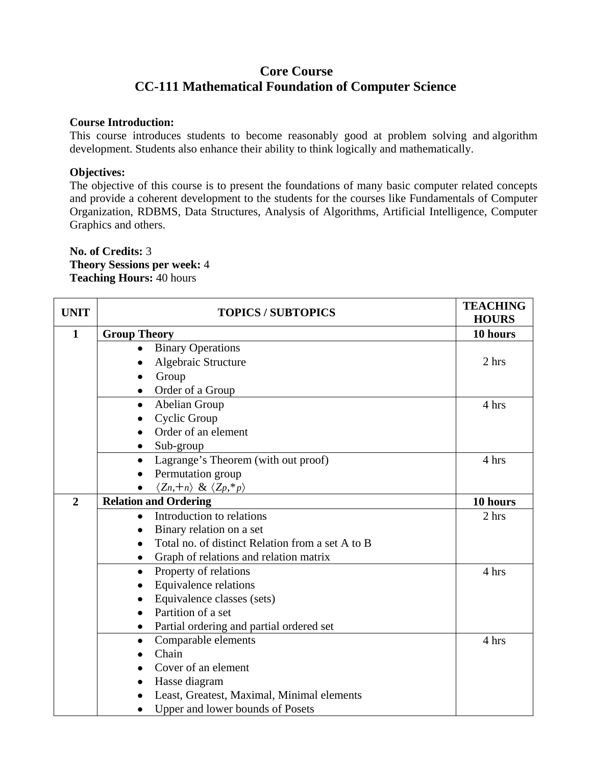# Core Course

# CC-111 Mathematical Foundation of Computer Science

**Course Introduction:**

This course introduces students to become reasonably good at problem solving and algorithm development. Students also enhance their ability to think logically and mathematically.

**Objectives:**

The objective of this course is to present the foundations of many basic computer related concepts and provide a coherent development to the students for the courses like Fundamentals of Computer Organization, RDBMS, Data Structures, Analysis of Algorithms, Artificial Intelligence, Computer Graphics and others.

**No. of Credits:** 3
**Theory Sessions per week:** 4
**Teaching Hours:** 40 hours

| UNIT | TOPICS / SUBTOPICS | TEACHING HOURS |
|---|---|---|
| **1** | **Group Theory** | **10 hours** |
| | • Binary Operations<br>• Algebraic Structure<br>• Group<br>• Order of a Group | 2 hrs |
| | • Abelian Group<br>• Cyclic Group<br>• Order of an element<br>• Sub-group | 4 hrs |
| | • Lagrange's Theorem (with out proof)<br>• Permutation group<br>• $\langle Z_n, +_n \rangle$ & $\langle Z_p, *_p \rangle$ | 4 hrs |
| **2** | **Relation and Ordering** | **10 hours** |
| | • Introduction to relations<br>• Binary relation on a set<br>• Total no. of distinct Relation from a set A to B<br>• Graph of relations and relation matrix | 2 hrs |
| | • Property of relations<br>• Equivalence relations<br>• Equivalence classes (sets)<br>• Partition of a set<br>• Partial ordering and partial ordered set | 4 hrs |
| | • Comparable elements<br>• Chain<br>• Cover of an element<br>• Hasse diagram<br>• Least, Greatest, Maximal, Minimal elements<br>• Upper and lower bounds of Posets | 4 hrs |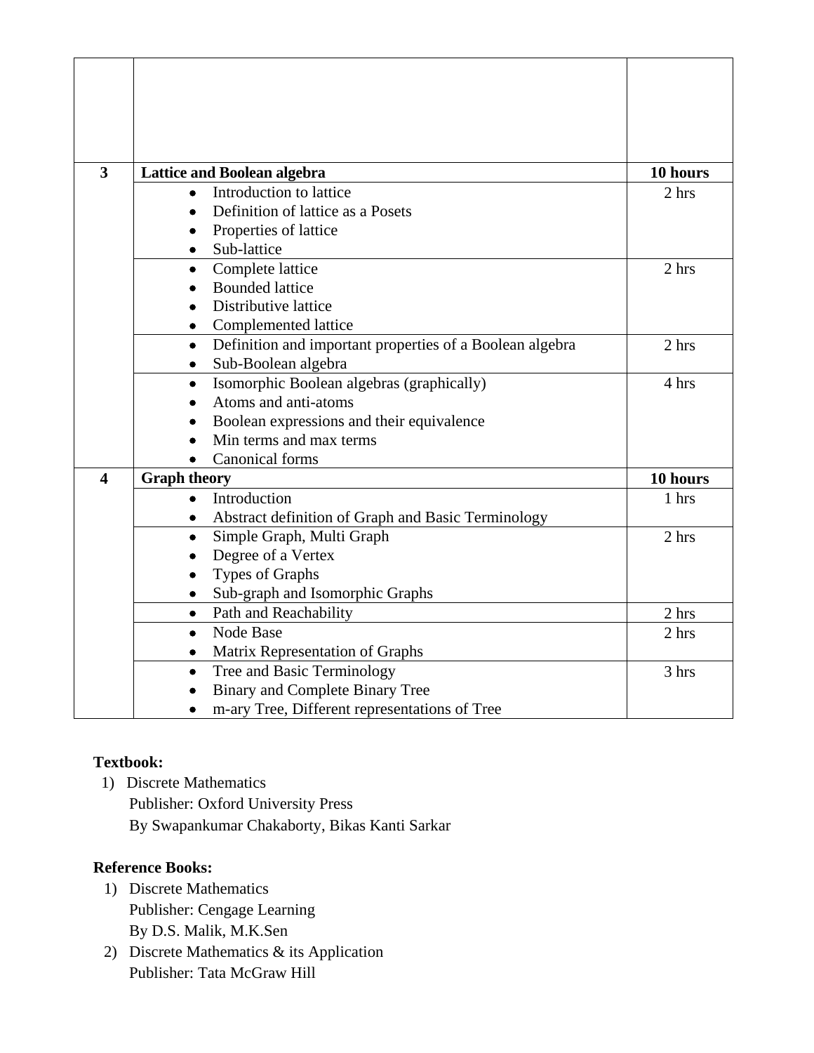| | | |
|---|---|---|
| | | |
| **3** | **Lattice and Boolean algebra** | **10 hours** |
| | • Introduction to lattice<br>• Definition of lattice as a Posets<br>• Properties of lattice<br>• Sub-lattice | 2 hrs |
| | • Complete lattice<br>• Bounded lattice<br>• Distributive lattice<br>• Complemented lattice | 2 hrs |
| | • Definition and important properties of a Boolean algebra<br>• Sub-Boolean algebra | 2 hrs |
| | • Isomorphic Boolean algebras (graphically)<br>• Atoms and anti-atoms<br>• Boolean expressions and their equivalence<br>• Min terms and max terms<br>• Canonical forms | 4 hrs |
| **4** | **Graph theory** | **10 hours** |
| | • Introduction<br>• Abstract definition of Graph and Basic Terminology | 1 hrs |
| | • Simple Graph, Multi Graph<br>• Degree of a Vertex<br>• Types of Graphs<br>• Sub-graph and Isomorphic Graphs | 2 hrs |
| | • Path and Reachability | 2 hrs |
| | • Node Base<br>• Matrix Representation of Graphs | 2 hrs |
| | • Tree and Basic Terminology<br>• Binary and Complete Binary Tree<br>• m-ary Tree, Different representations of Tree | 3 hrs |

**Textbook:**

1) Discrete Mathematics
   Publisher: Oxford University Press
   By Swapankumar Chakaborty, Bikas Kanti Sarkar

**Reference Books:**

1) Discrete Mathematics
   Publisher: Cengage Learning
   By D.S. Malik, M.K.Sen
2) Discrete Mathematics & its Application
   Publisher: Tata McGraw Hill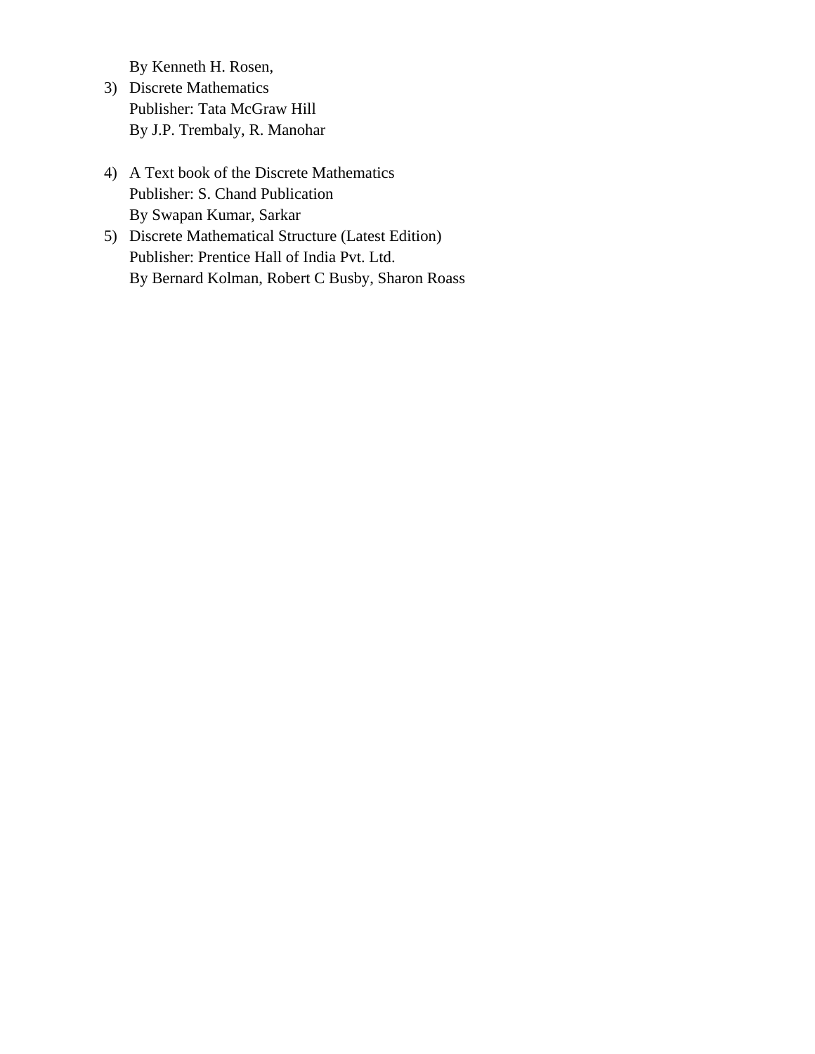By Kenneth H. Rosen,

3) Discrete Mathematics
   Publisher: Tata McGraw Hill
   By J.P. Trembaly, R. Manohar

4) A Text book of the Discrete Mathematics
   Publisher: S. Chand Publication
   By Swapan Kumar, Sarkar

5) Discrete Mathematical Structure (Latest Edition)
   Publisher: Prentice Hall of India Pvt. Ltd.
   By Bernard Kolman, Robert C Busby, Sharon Roass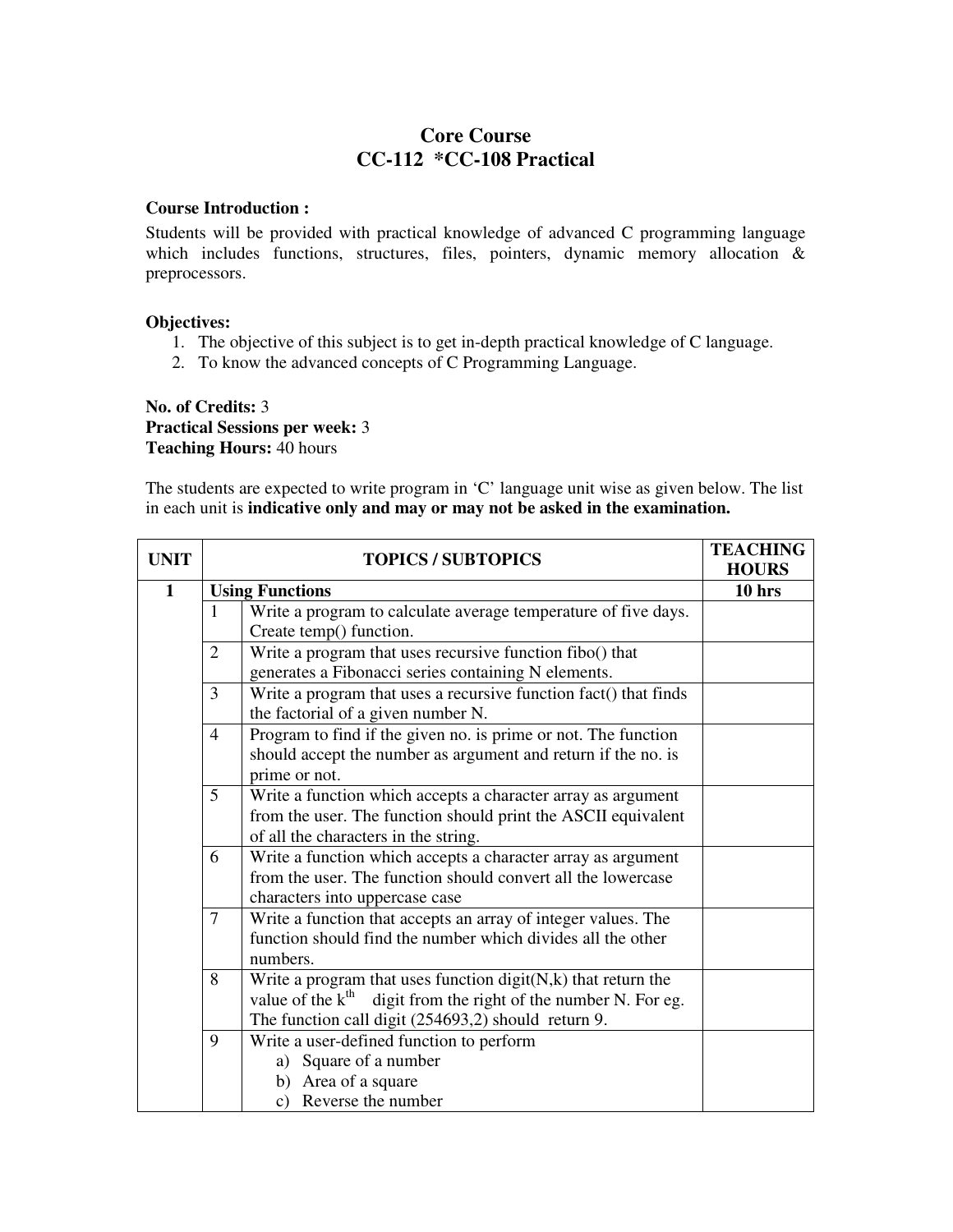# Core Course
## CC-112 *CC-108 Practical

**Course Introduction :**

Students will be provided with practical knowledge of advanced C programming language which includes functions, structures, files, pointers, dynamic memory allocation & preprocessors.

**Objectives:**

1. The objective of this subject is to get in-depth practical knowledge of C language.
2. To know the advanced concepts of C Programming Language.

**No. of Credits:** 3
**Practical Sessions per week:** 3
**Teaching Hours:** 40 hours

The students are expected to write program in 'C' language unit wise as given below. The list in each unit is **indicative only and may or may not be asked in the examination.**

| UNIT | TOPICS / SUBTOPICS | | TEACHING HOURS |
|---|---|---|---|
| **1** | **Using Functions** | | **10 hrs** |
| | 1 | Write a program to calculate average temperature of five days. Create temp() function. | |
| | 2 | Write a program that uses recursive function fibo() that generates a Fibonacci series containing N elements. | |
| | 3 | Write a program that uses a recursive function fact() that finds the factorial of a given number N. | |
| | 4 | Program to find if the given no. is prime or not. The function should accept the number as argument and return if the no. is prime or not. | |
| | 5 | Write a function which accepts a character array as argument from the user. The function should print the ASCII equivalent of all the characters in the string. | |
| | 6 | Write a function which accepts a character array as argument from the user. The function should convert all the lowercase characters into uppercase case | |
| | 7 | Write a function that accepts an array of integer values. The function should find the number which divides all the other numbers. | |
| | 8 | Write a program that uses function digit(N,k) that return the value of the $k^{th}$ digit from the right of the number N. For eg. The function call digit (254693,2) should return 9. | |
| | 9 | Write a user-defined function to perform<br>a) Square of a number<br>b) Area of a square<br>c) Reverse the number | |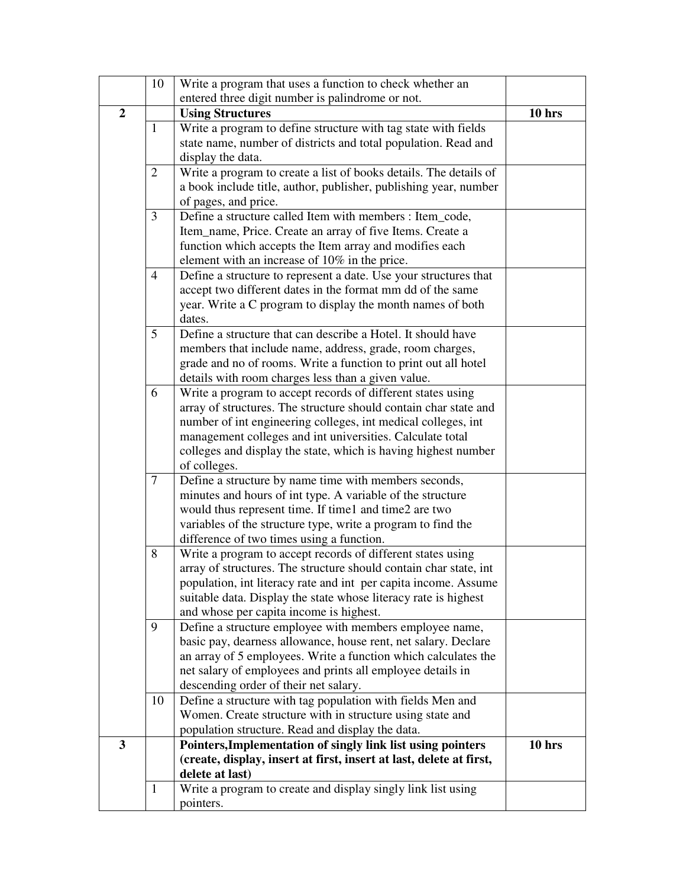| | | | |
|---|---|---|---|
| | 10 | Write a program that uses a function to check whether an entered three digit number is palindrome or not. | |
| **2** | | **Using Structures** | **10 hrs** |
| | 1 | Write a program to define structure with tag state with fields state name, number of districts and total population. Read and display the data. | |
| | 2 | Write a program to create a list of books details. The details of a book include title, author, publisher, publishing year, number of pages, and price. | |
| | 3 | Define a structure called Item with members : Item_code, Item_name, Price. Create an array of five Items. Create a function which accepts the Item array and modifies each element with an increase of 10% in the price. | |
| | 4 | Define a structure to represent a date. Use your structures that accept two different dates in the format mm dd of the same year. Write a C program to display the month names of both dates. | |
| | 5 | Define a structure that can describe a Hotel. It should have members that include name, address, grade, room charges, grade and no of rooms. Write a function to print out all hotel details with room charges less than a given value. | |
| | 6 | Write a program to accept records of different states using array of structures. The structure should contain char state and number of int engineering colleges, int medical colleges, int management colleges and int universities. Calculate total colleges and display the state, which is having highest number of colleges. | |
| | 7 | Define a structure by name time with members seconds, minutes and hours of int type. A variable of the structure would thus represent time. If time1 and time2 are two variables of the structure type, write a program to find the difference of two times using a function. | |
| | 8 | Write a program to accept records of different states using array of structures. The structure should contain char state, int population, int literacy rate and int per capita income. Assume suitable data. Display the state whose literacy rate is highest and whose per capita income is highest. | |
| | 9 | Define a structure employee with members employee name, basic pay, dearness allowance, house rent, net salary. Declare an array of 5 employees. Write a function which calculates the net salary of employees and prints all employee details in descending order of their net salary. | |
| | 10 | Define a structure with tag population with fields Men and Women. Create structure with in structure using state and population structure. Read and display the data. | |
| **3** | | **Pointers,Implementation of singly link list using pointers (create, display, insert at first, insert at last, delete at first, delete at last)** | **10 hrs** |
| | 1 | Write a program to create and display singly link list using pointers. | |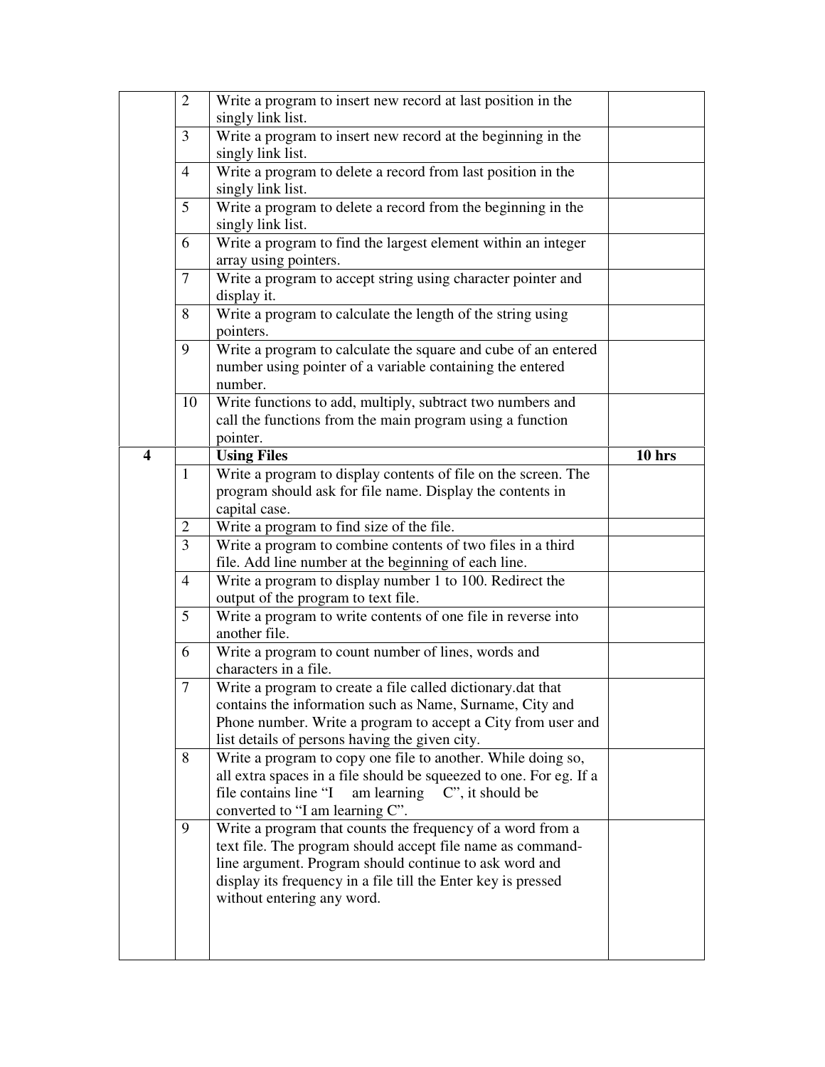| | | | |
|---|---|---|---|
| | 2 | Write a program to insert new record at last position in the singly link list. | |
| | 3 | Write a program to insert new record at the beginning in the singly link list. | |
| | 4 | Write a program to delete a record from last position in the singly link list. | |
| | 5 | Write a program to delete a record from the beginning in the singly link list. | |
| | 6 | Write a program to find the largest element within an integer array using pointers. | |
| | 7 | Write a program to accept string using character pointer and display it. | |
| | 8 | Write a program to calculate the length of the string using pointers. | |
| | 9 | Write a program to calculate the square and cube of an entered number using pointer of a variable containing the entered number. | |
| | 10 | Write functions to add, multiply, subtract two numbers and call the functions from the main program using a function pointer. | |
| **4** | | **Using Files** | **10 hrs** |
| | 1 | Write a program to display contents of file on the screen. The program should ask for file name. Display the contents in capital case. | |
| | 2 | Write a program to find size of the file. | |
| | 3 | Write a program to combine contents of two files in a third file. Add line number at the beginning of each line. | |
| | 4 | Write a program to display number 1 to 100. Redirect the output of the program to text file. | |
| | 5 | Write a program to write contents of one file in reverse into another file. | |
| | 6 | Write a program to count number of lines, words and characters in a file. | |
| | 7 | Write a program to create a file called dictionary.dat that contains the information such as Name, Surname, City and Phone number. Write a program to accept a City from user and list details of persons having the given city. | |
| | 8 | Write a program to copy one file to another. While doing so, all extra spaces in a file should be squeezed to one. For eg. If a file contains line "I &nbsp;&nbsp;&nbsp; am learning &nbsp;&nbsp;&nbsp; C", it should be converted to "I am learning C". | |
| | 9 | Write a program that counts the frequency of a word from a text file. The program should accept file name as command-line argument. Program should continue to ask word and display its frequency in a file till the Enter key is pressed without entering any word. | |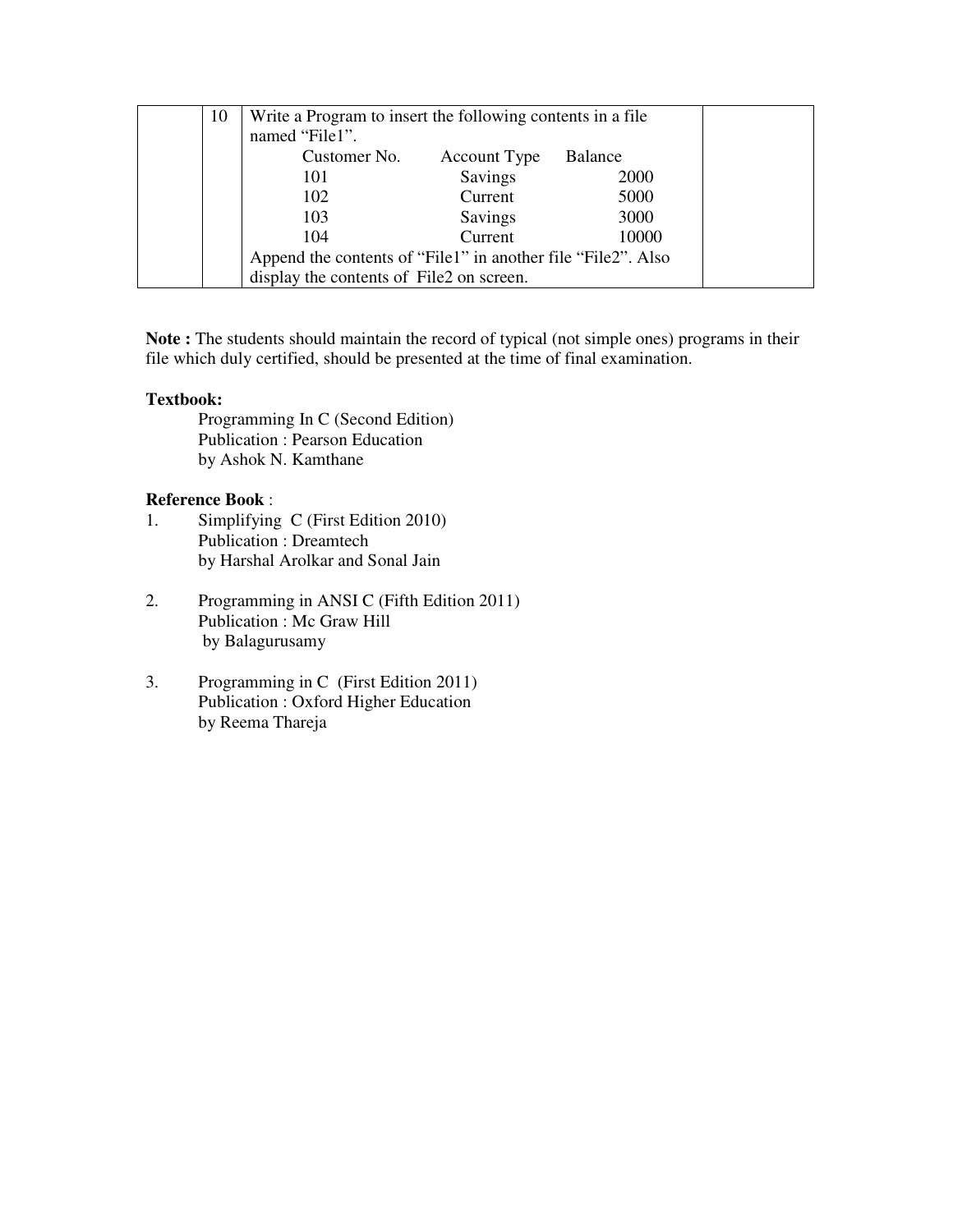|  | 10 | Write a Program to insert the following contents in a file named “File1”.<br>Customer No. Account Type Balance<br>101 Savings 2000<br>102 Current 5000<br>103 Savings 3000<br>104 Current 10000<br>Append the contents of “File1” in another file “File2”. Also display the contents of File2 on screen. |  |
|---|---|---|---|

**Note :** The students should maintain the record of typical (not simple ones) programs in their file which duly certified, should be presented at the time of final examination.

**Textbook:**

Programming In C (Second Edition)
Publication : Pearson Education
by Ashok N. Kamthane

**Reference Book** :

1. Simplifying C (First Edition 2010)
   Publication : Dreamtech
   by Harshal Arolkar and Sonal Jain

2. Programming in ANSI C (Fifth Edition 2011)
   Publication : Mc Graw Hill
   by Balagurusamy

3. Programming in C (First Edition 2011)
   Publication : Oxford Higher Education
   by Reema Thareja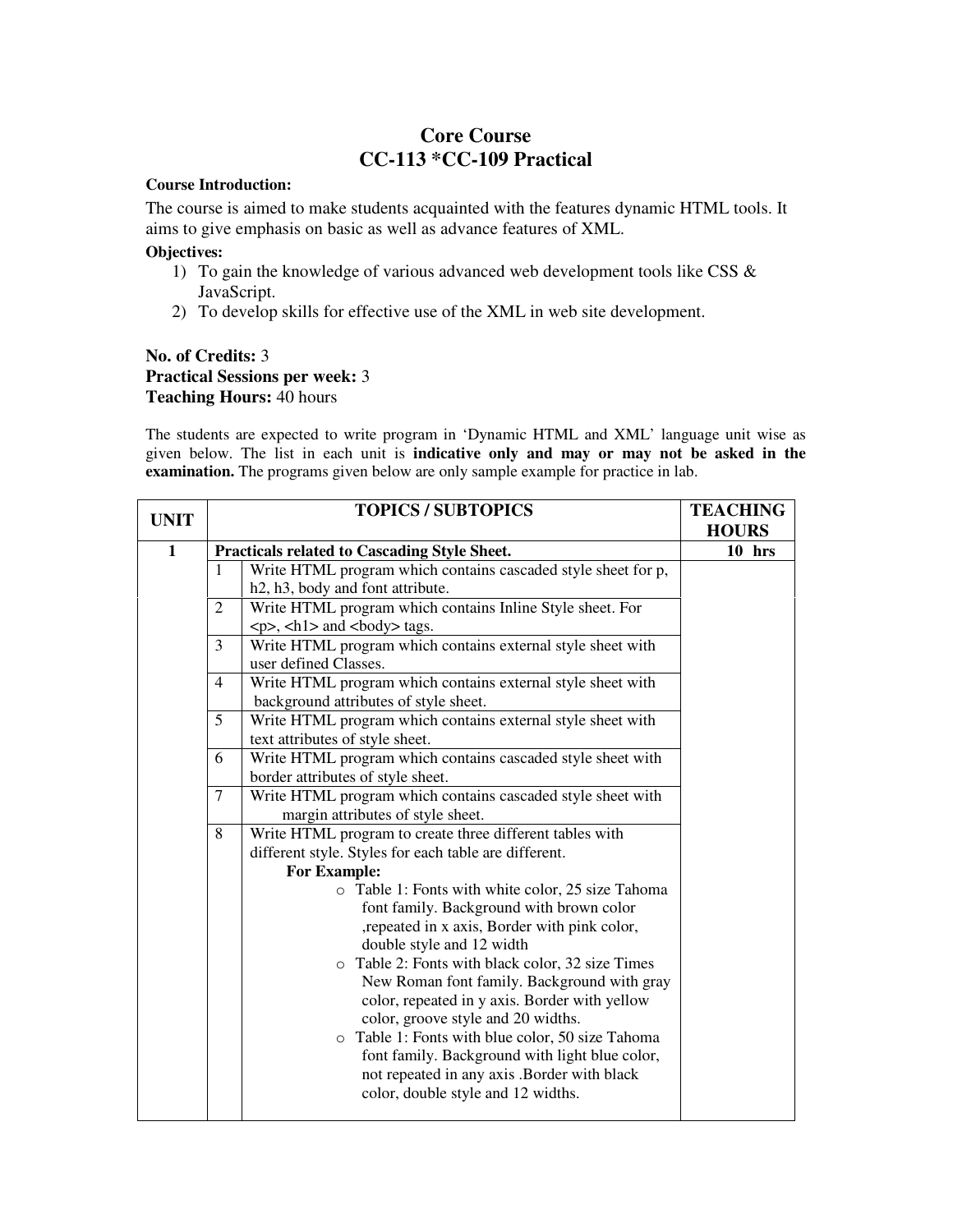# Core Course
# CC-113 *CC-109 Practical

**Course Introduction:**

The course is aimed to make students acquainted with the features dynamic HTML tools. It aims to give emphasis on basic as well as advance features of XML.

**Objectives:**

1) To gain the knowledge of various advanced web development tools like CSS & JavaScript.
2) To develop skills for effective use of the XML in web site development.

**No. of Credits:** 3
**Practical Sessions per week:** 3
**Teaching Hours:** 40 hours

The students are expected to write program in 'Dynamic HTML and XML' language unit wise as given below. The list in each unit is **indicative only and may or may not be asked in the examination.** The programs given below are only sample example for practice in lab.

| UNIT | TOPICS / SUBTOPICS | | TEACHING HOURS |
|---|---|---|---|
| **1** | **Practicals related to Cascading Style Sheet.** | | **10 hrs** |
| | 1 | Write HTML program which contains cascaded style sheet for p, h2, h3, body and font attribute. | |
| | 2 | Write HTML program which contains Inline Style sheet. For <p>, <h1> and <body> tags. | |
| | 3 | Write HTML program which contains external style sheet with user defined Classes. | |
| | 4 | Write HTML program which contains external style sheet with background attributes of style sheet. | |
| | 5 | Write HTML program which contains external style sheet with text attributes of style sheet. | |
| | 6 | Write HTML program which contains cascaded style sheet with border attributes of style sheet. | |
| | 7 | Write HTML program which contains cascaded style sheet with margin attributes of style sheet. | |
| | 8 | Write HTML program to create three different tables with different style. Styles for each table are different.<br>**For Example:**<br>○ Table 1: Fonts with white color, 25 size Tahoma font family. Background with brown color ,repeated in x axis, Border with pink color, double style and 12 width<br>○ Table 2: Fonts with black color, 32 size Times New Roman font family. Background with gray color, repeated in y axis. Border with yellow color, groove style and 20 widths.<br>○ Table 1: Fonts with blue color, 50 size Tahoma font family. Background with light blue color, not repeated in any axis .Border with black color, double style and 12 widths. | |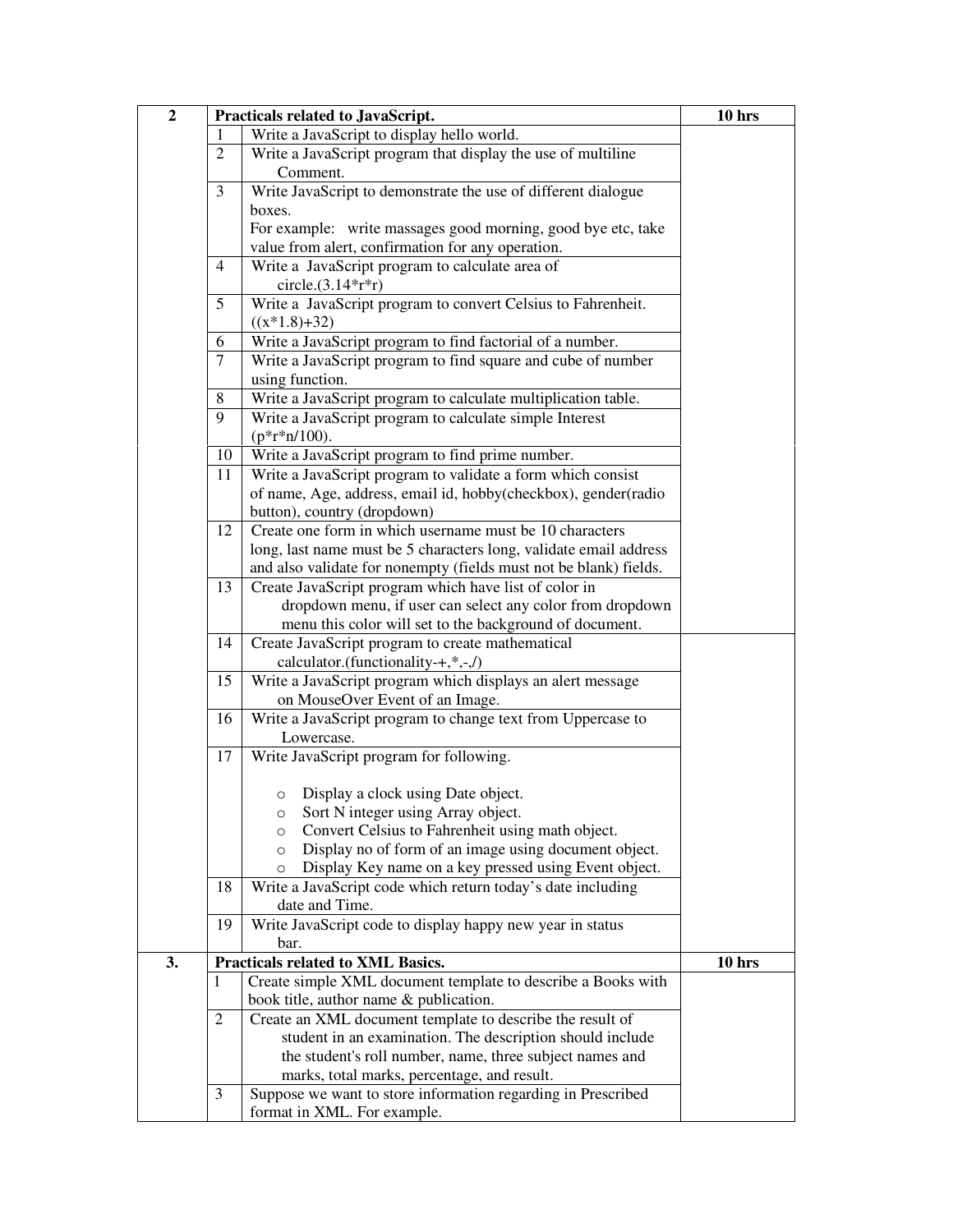| 2 | Practicals related to JavaScript. | | 10 hrs |
|---|---|---|---|
| | 1 | Write a JavaScript to display hello world. | |
| | 2 | Write a JavaScript program that display the use of multiline Comment. | |
| | 3 | Write JavaScript to demonstrate the use of different dialogue boxes.<br>For example: write massages good morning, good bye etc, take value from alert, confirmation for any operation. | |
| | 4 | Write a JavaScript program to calculate area of circle.(3.14*r*r) | |
| | 5 | Write a JavaScript program to convert Celsius to Fahrenheit. ((x*1.8)+32) | |
| | 6 | Write a JavaScript program to find factorial of a number. | |
| | 7 | Write a JavaScript program to find square and cube of number using function. | |
| | 8 | Write a JavaScript program to calculate multiplication table. | |
| | 9 | Write a JavaScript program to calculate simple Interest (p*r*n/100). | |
| | 10 | Write a JavaScript program to find prime number. | |
| | 11 | Write a JavaScript program to validate a form which consist of name, Age, address, email id, hobby(checkbox), gender(radio button), country (dropdown) | |
| | 12 | Create one form in which username must be 10 characters long, last name must be 5 characters long, validate email address and also validate for nonempty (fields must not be blank) fields. | |
| | 13 | Create JavaScript program which have list of color in dropdown menu, if user can select any color from dropdown menu this color will set to the background of document. | |
| | 14 | Create JavaScript program to create mathematical calculator.(functionality-+,*,-,/) | |
| | 15 | Write a JavaScript program which displays an alert message on MouseOver Event of an Image. | |
| | 16 | Write a JavaScript program to change text from Uppercase to Lowercase. | |
| | 17 | Write JavaScript program for following.<br>○ Display a clock using Date object.<br>○ Sort N integer using Array object.<br>○ Convert Celsius to Fahrenheit using math object.<br>○ Display no of form of an image using document object.<br>○ Display Key name on a key pressed using Event object. | |
| | 18 | Write a JavaScript code which return today's date including date and Time. | |
| | 19 | Write JavaScript code to display happy new year in status bar. | |
| 3. | Practicals related to XML Basics. | | 10 hrs |
| | 1 | Create simple XML document template to describe a Books with book title, author name & publication. | |
| | 2 | Create an XML document template to describe the result of student in an examination. The description should include the student's roll number, name, three subject names and marks, total marks, percentage, and result. | |
| | 3 | Suppose we want to store information regarding in Prescribed format in XML. For example. | |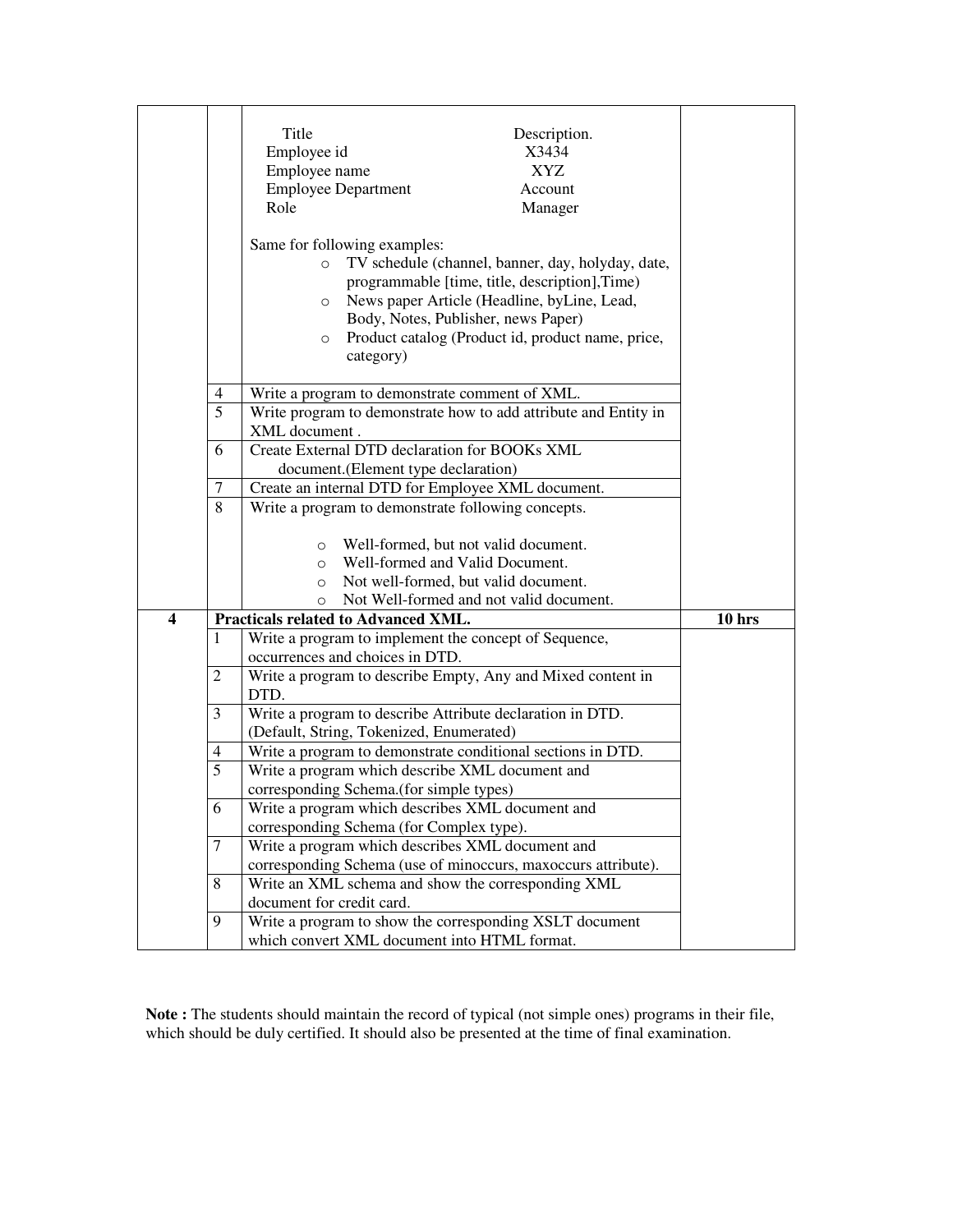| | | | |
|---|---|---|---|
| | | Title Description.<br>Employee id X3434<br>Employee name XYZ<br>Employee Department Account<br>Role Manager<br><br>Same for following examples:<br>○ TV schedule (channel, banner, day, holyday, date, programmable [time, title, description],Time)<br>○ News paper Article (Headline, byLine, Lead, Body, Notes, Publisher, news Paper)<br>○ Product catalog (Product id, product name, price, category) | |
| | 4 | Write a program to demonstrate comment of XML. | |
| | 5 | Write program to demonstrate how to add attribute and Entity in XML document . | |
| | 6 | Create External DTD declaration for BOOKs XML document.(Element type declaration) | |
| | 7 | Create an internal DTD for Employee XML document. | |
| | 8 | Write a program to demonstrate following concepts.<br><br>○ Well-formed, but not valid document.<br>○ Well-formed and Valid Document.<br>○ Not well-formed, but valid document.<br>○ Not Well-formed and not valid document. | |
| **4** | **Practicals related to Advanced XML.** | | **10 hrs** |
| | 1 | Write a program to implement the concept of Sequence, occurrences and choices in DTD. | |
| | 2 | Write a program to describe Empty, Any and Mixed content in DTD. | |
| | 3 | Write a program to describe Attribute declaration in DTD. (Default, String, Tokenized, Enumerated) | |
| | 4 | Write a program to demonstrate conditional sections in DTD. | |
| | 5 | Write a program which describe XML document and corresponding Schema.(for simple types) | |
| | 6 | Write a program which describes XML document and corresponding Schema (for Complex type). | |
| | 7 | Write a program which describes XML document and corresponding Schema (use of minoccurs, maxoccurs attribute). | |
| | 8 | Write an XML schema and show the corresponding XML document for credit card. | |
| | 9 | Write a program to show the corresponding XSLT document which convert XML document into HTML format. | |

**Note :** The students should maintain the record of typical (not simple ones) programs in their file, which should be duly certified. It should also be presented at the time of final examination.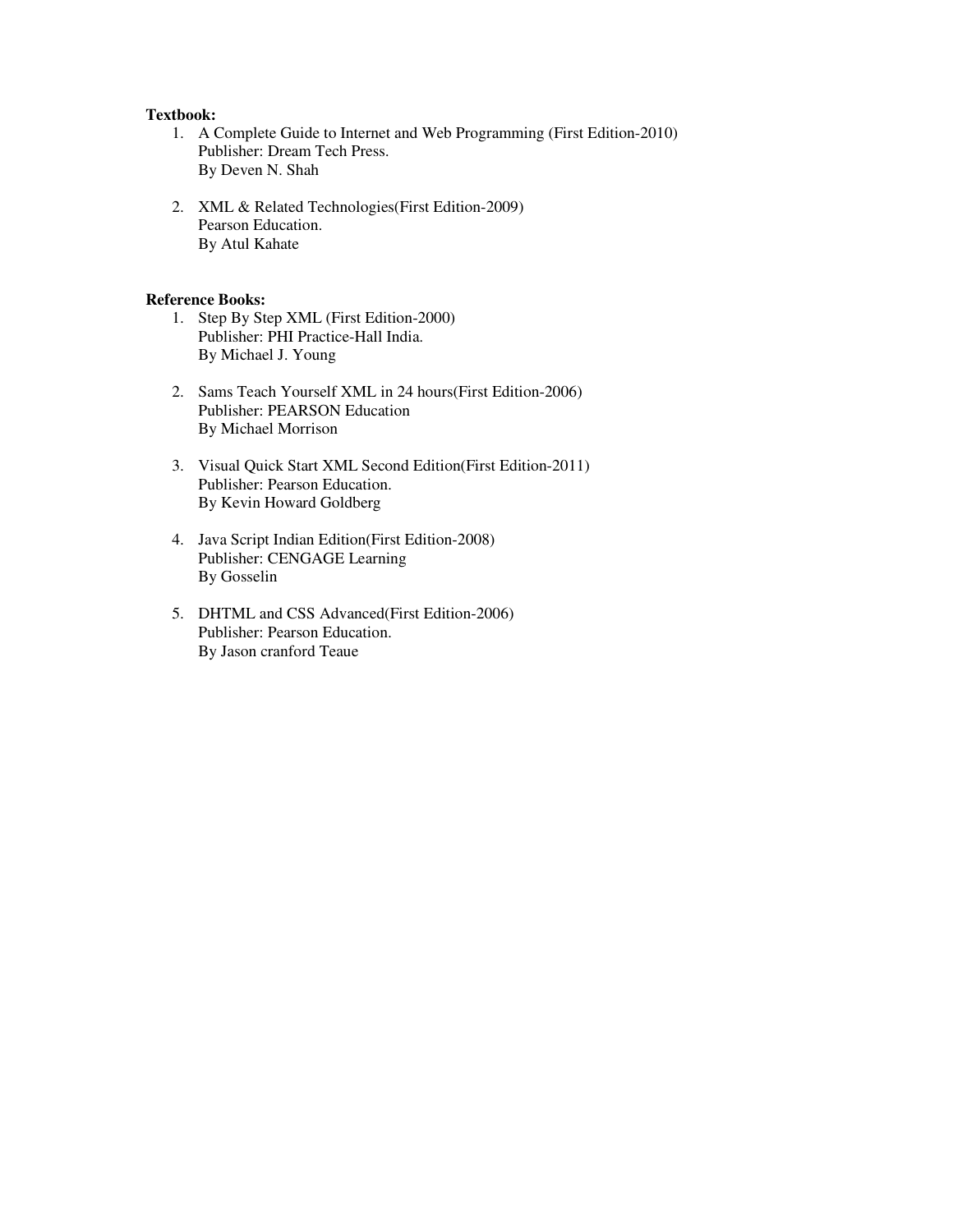**Textbook:**

1. A Complete Guide to Internet and Web Programming (First Edition-2010)
   Publisher: Dream Tech Press.
   By Deven N. Shah

2. XML & Related Technologies(First Edition-2009)
   Pearson Education.
   By Atul Kahate

**Reference Books:**

1. Step By Step XML (First Edition-2000)
   Publisher: PHI Practice-Hall India.
   By Michael J. Young

2. Sams Teach Yourself XML in 24 hours(First Edition-2006)
   Publisher: PEARSON Education
   By Michael Morrison

3. Visual Quick Start XML Second Edition(First Edition-2011)
   Publisher: Pearson Education.
   By Kevin Howard Goldberg

4. Java Script Indian Edition(First Edition-2008)
   Publisher: CENGAGE Learning
   By Gosselin

5. DHTML and CSS Advanced(First Edition-2006)
   Publisher: Pearson Education.
   By Jason cranford Teaue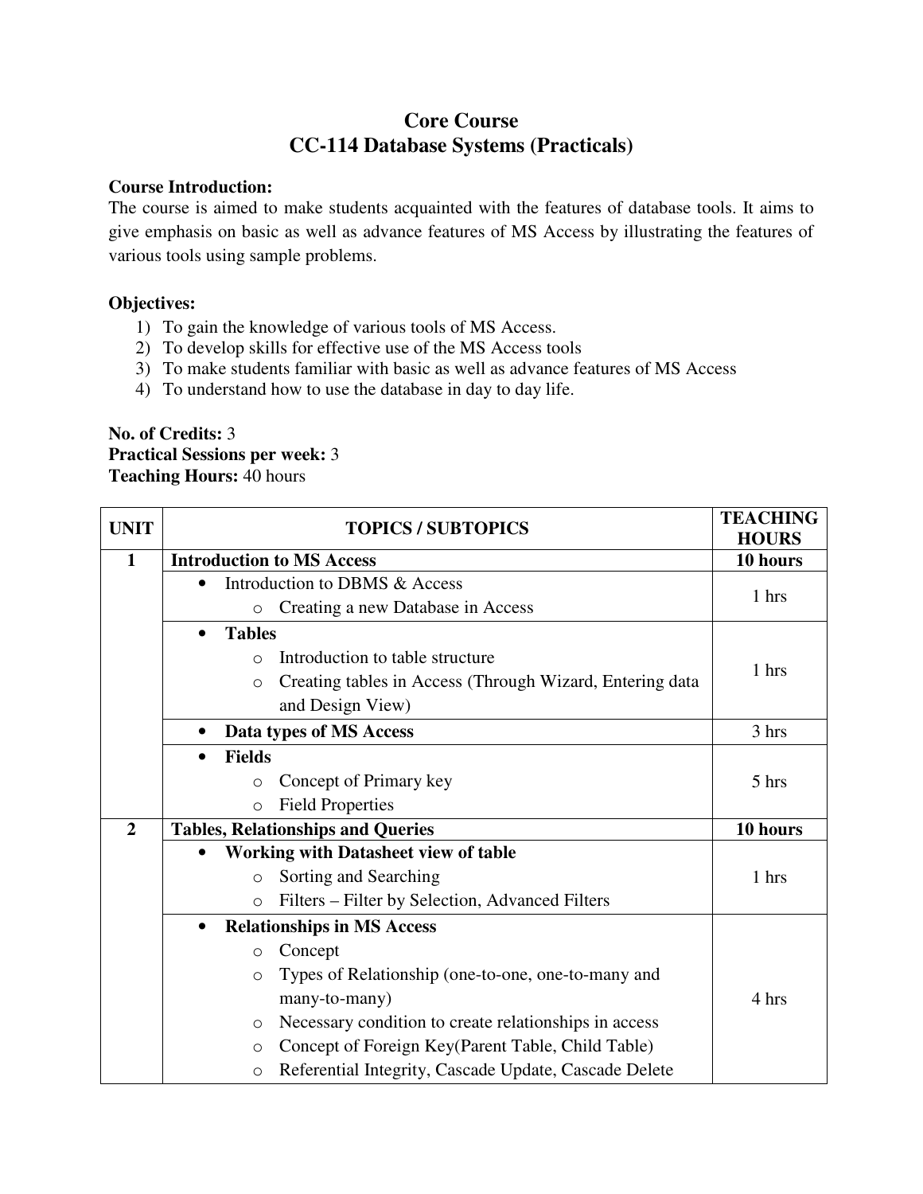# Core Course
# CC-114 Database Systems (Practicals)

**Course Introduction:**
The course is aimed to make students acquainted with the features of database tools. It aims to give emphasis on basic as well as advance features of MS Access by illustrating the features of various tools using sample problems.

**Objectives:**

1) To gain the knowledge of various tools of MS Access.
2) To develop skills for effective use of the MS Access tools
3) To make students familiar with basic as well as advance features of MS Access
4) To understand how to use the database in day to day life.

**No. of Credits:** 3
**Practical Sessions per week:** 3
**Teaching Hours:** 40 hours

| UNIT | TOPICS / SUBTOPICS | TEACHING HOURS |
|---|---|---|
| **1** | **Introduction to MS Access** | **10 hours** |
| | • Introduction to DBMS & Access<br>o Creating a new Database in Access | 1 hrs |
| | • **Tables**<br>o Introduction to table structure<br>o Creating tables in Access (Through Wizard, Entering data and Design View) | 1 hrs |
| | • **Data types of MS Access** | 3 hrs |
| | • **Fields**<br>o Concept of Primary key<br>o Field Properties | 5 hrs |
| **2** | **Tables, Relationships and Queries** | **10 hours** |
| | • **Working with Datasheet view of table**<br>o Sorting and Searching<br>o Filters – Filter by Selection, Advanced Filters | 1 hrs |
| | • **Relationships in MS Access**<br>o Concept<br>o Types of Relationship (one-to-one, one-to-many and many-to-many)<br>o Necessary condition to create relationships in access<br>o Concept of Foreign Key(Parent Table, Child Table)<br>o Referential Integrity, Cascade Update, Cascade Delete | 4 hrs |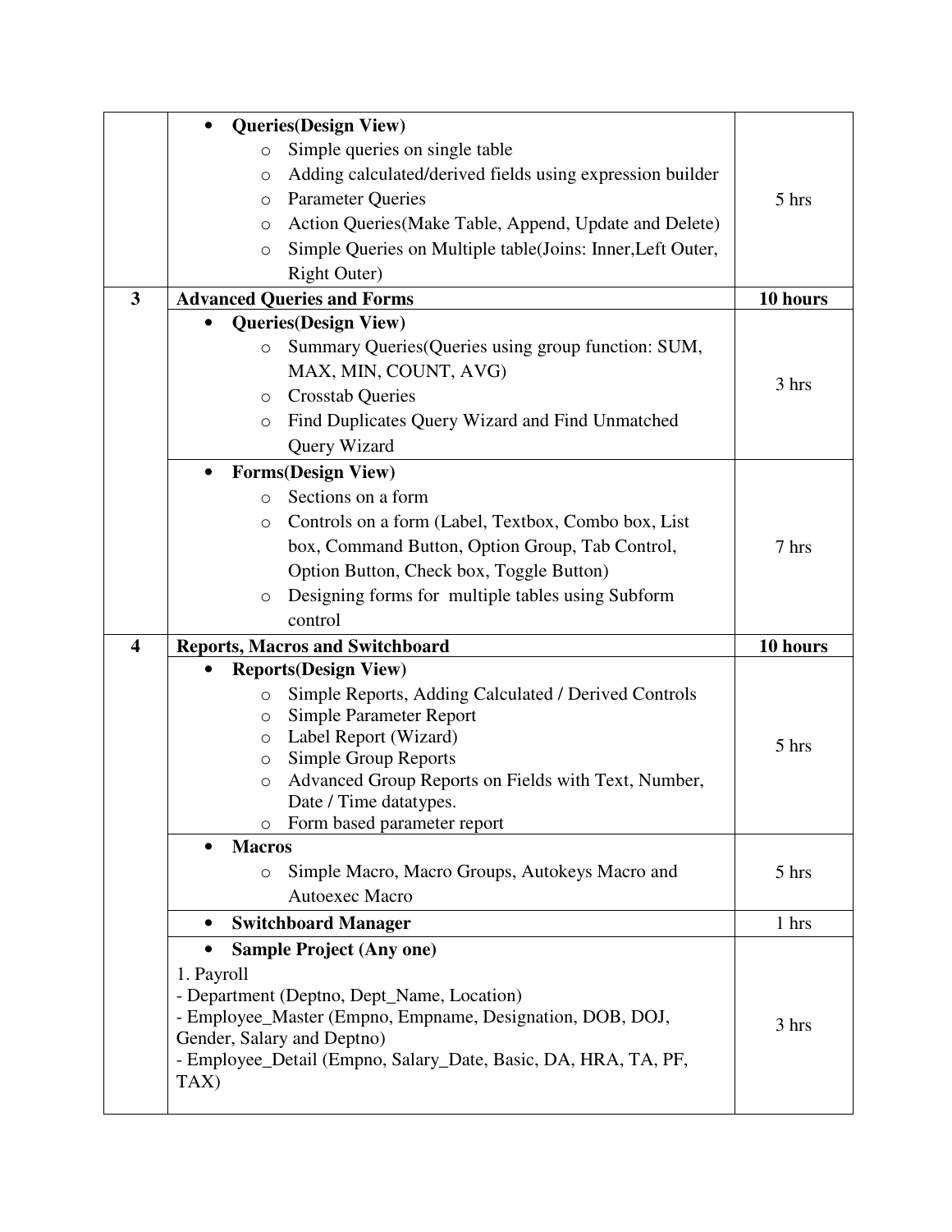| | | |
|---|---|---|
| | • **Queries(Design View)**<br>　○ Simple queries on single table<br>　○ Adding calculated/derived fields using expression builder<br>　○ Parameter Queries<br>　○ Action Queries(Make Table, Append, Update and Delete)<br>　○ Simple Queries on Multiple table(Joins: Inner,Left Outer, Right Outer) | 5 hrs |
| **3** | **Advanced Queries and Forms** | **10 hours** |
| | • **Queries(Design View)**<br>　○ Summary Queries(Queries using group function: SUM, MAX, MIN, COUNT, AVG)<br>　○ Crosstab Queries<br>　○ Find Duplicates Query Wizard and Find Unmatched Query Wizard | 3 hrs |
| | • **Forms(Design View)**<br>　○ Sections on a form<br>　○ Controls on a form (Label, Textbox, Combo box, List box, Command Button, Option Group, Tab Control, Option Button, Check box, Toggle Button)<br>　○ Designing forms for multiple tables using Subform control | 7 hrs |
| **4** | **Reports, Macros and Switchboard** | **10 hours** |
| | • **Reports(Design View)**<br>　○ Simple Reports, Adding Calculated / Derived Controls<br>　○ Simple Parameter Report<br>　○ Label Report (Wizard)<br>　○ Simple Group Reports<br>　○ Advanced Group Reports on Fields with Text, Number, Date / Time datatypes.<br>　○ Form based parameter report | 5 hrs |
| | • **Macros**<br>　○ Simple Macro, Macro Groups, Autokeys Macro and Autoexec Macro | 5 hrs |
| | • **Switchboard Manager** | 1 hrs |
| | • **Sample Project (Any one)**<br>1. Payroll<br>- Department (Deptno, Dept_Name, Location)<br>- Employee_Master (Empno, Empname, Designation, DOB, DOJ, Gender, Salary and Deptno)<br>- Employee_Detail (Empno, Salary_Date, Basic, DA, HRA, TA, PF, TAX) | 3 hrs |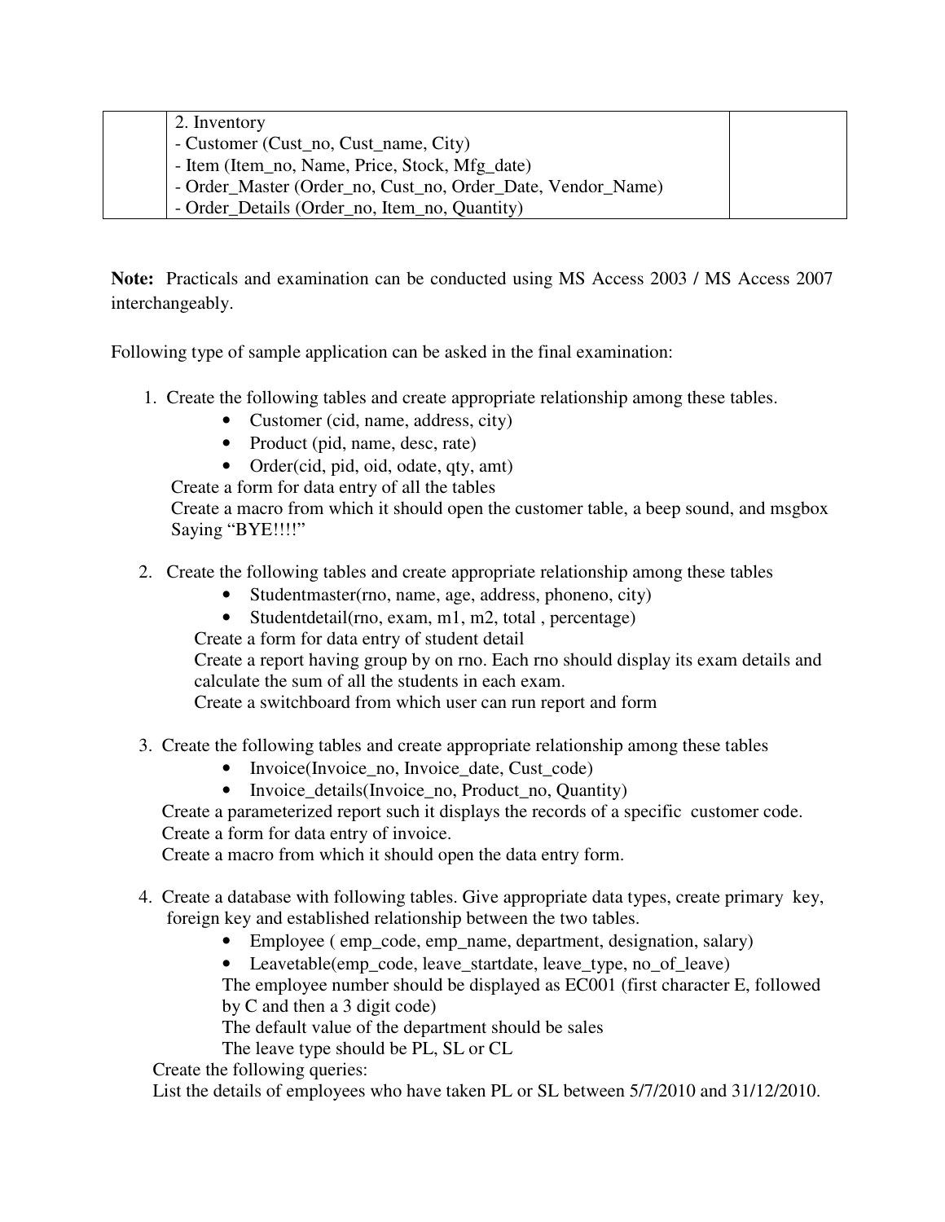|  | 2. Inventory<br>- Customer (Cust_no, Cust_name, City)<br>- Item (Item_no, Name, Price, Stock, Mfg_date)<br>- Order_Master (Order_no, Cust_no, Order_Date, Vendor_Name)<br>- Order_Details (Order_no, Item_no, Quantity) |  |
|---|---|---|

**Note:** Practicals and examination can be conducted using MS Access 2003 / MS Access 2007 interchangeably.

Following type of sample application can be asked in the final examination:

1. Create the following tables and create appropriate relationship among these tables.
   - Customer (cid, name, address, city)
   - Product (pid, name, desc, rate)
   - Order(cid, pid, oid, odate, qty, amt)

   Create a form for data entry of all the tables
   Create a macro from which it should open the customer table, a beep sound, and msgbox Saying "BYE!!!!"

2. Create the following tables and create appropriate relationship among these tables
   - Studentmaster(rno, name, age, address, phoneno, city)
   - Studentdetail(rno, exam, m1, m2, total , percentage)

   Create a form for data entry of student detail
   Create a report having group by on rno. Each rno should display its exam details and calculate the sum of all the students in each exam.
   Create a switchboard from which user can run report and form

3. Create the following tables and create appropriate relationship among these tables
   - Invoice(Invoice_no, Invoice_date, Cust_code)
   - Invoice_details(Invoice_no, Product_no, Quantity)

   Create a parameterized report such it displays the records of a specific customer code.
   Create a form for data entry of invoice.
   Create a macro from which it should open the data entry form.

4. Create a database with following tables. Give appropriate data types, create primary key, foreign key and established relationship between the two tables.
   - Employee ( emp_code, emp_name, department, designation, salary)
   - Leavetable(emp_code, leave_startdate, leave_type, no_of_leave)

   The employee number should be displayed as EC001 (first character E, followed by C and then a 3 digit code)
   The default value of the department should be sales
   The leave type should be PL, SL or CL

   Create the following queries:
   List the details of employees who have taken PL or SL between 5/7/2010 and 31/12/2010.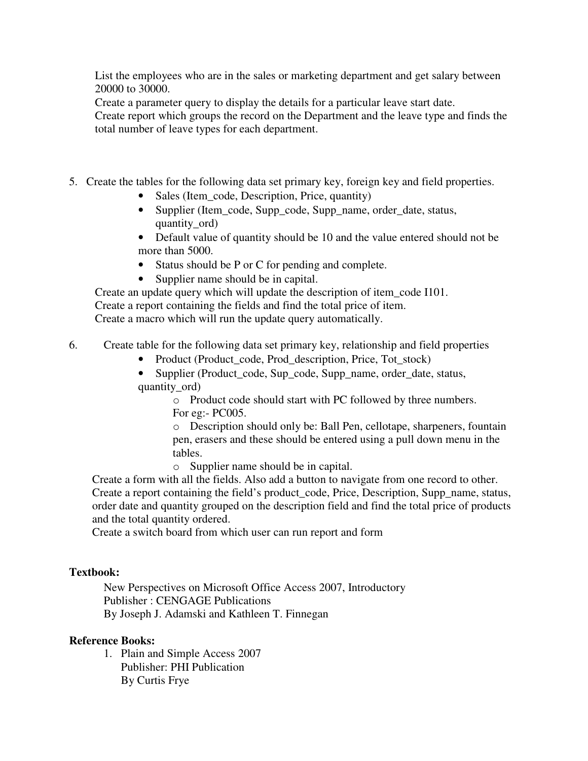List the employees who are in the sales or marketing department and get salary between 20000 to 30000.
Create a parameter query to display the details for a particular leave start date.
Create report which groups the record on the Department and the leave type and finds the total number of leave types for each department.

5. Create the tables for the following data set primary key, foreign key and field properties.
   - Sales (Item_code, Description, Price, quantity)
   - Supplier (Item_code, Supp_code, Supp_name, order_date, status, quantity_ord)
   - Default value of quantity should be 10 and the value entered should not be more than 5000.
   - Status should be P or C for pending and complete.
   - Supplier name should be in capital.

   Create an update query which will update the description of item_code I101.
   Create a report containing the fields and find the total price of item.
   Create a macro which will run the update query automatically.

6. Create table for the following data set primary key, relationship and field properties
   - Product (Product_code, Prod_description, Price, Tot_stock)
   - Supplier (Product_code, Sup_code, Supp_name, order_date, status, quantity_ord)
     - Product code should start with PC followed by three numbers. For eg:- PC005.
     - Description should only be: Ball Pen, cellotape, sharpeners, fountain pen, erasers and these should be entered using a pull down menu in the tables.
     - Supplier name should be in capital.

   Create a form with all the fields. Also add a button to navigate from one record to other.
   Create a report containing the field's product_code, Price, Description, Supp_name, status, order date and quantity grouped on the description field and find the total price of products and the total quantity ordered.
   Create a switch board from which user can run report and form

**Textbook:**

New Perspectives on Microsoft Office Access 2007, Introductory
Publisher : CENGAGE Publications
By Joseph J. Adamski and Kathleen T. Finnegan

**Reference Books:**

1. Plain and Simple Access 2007
   Publisher: PHI Publication
   By Curtis Frye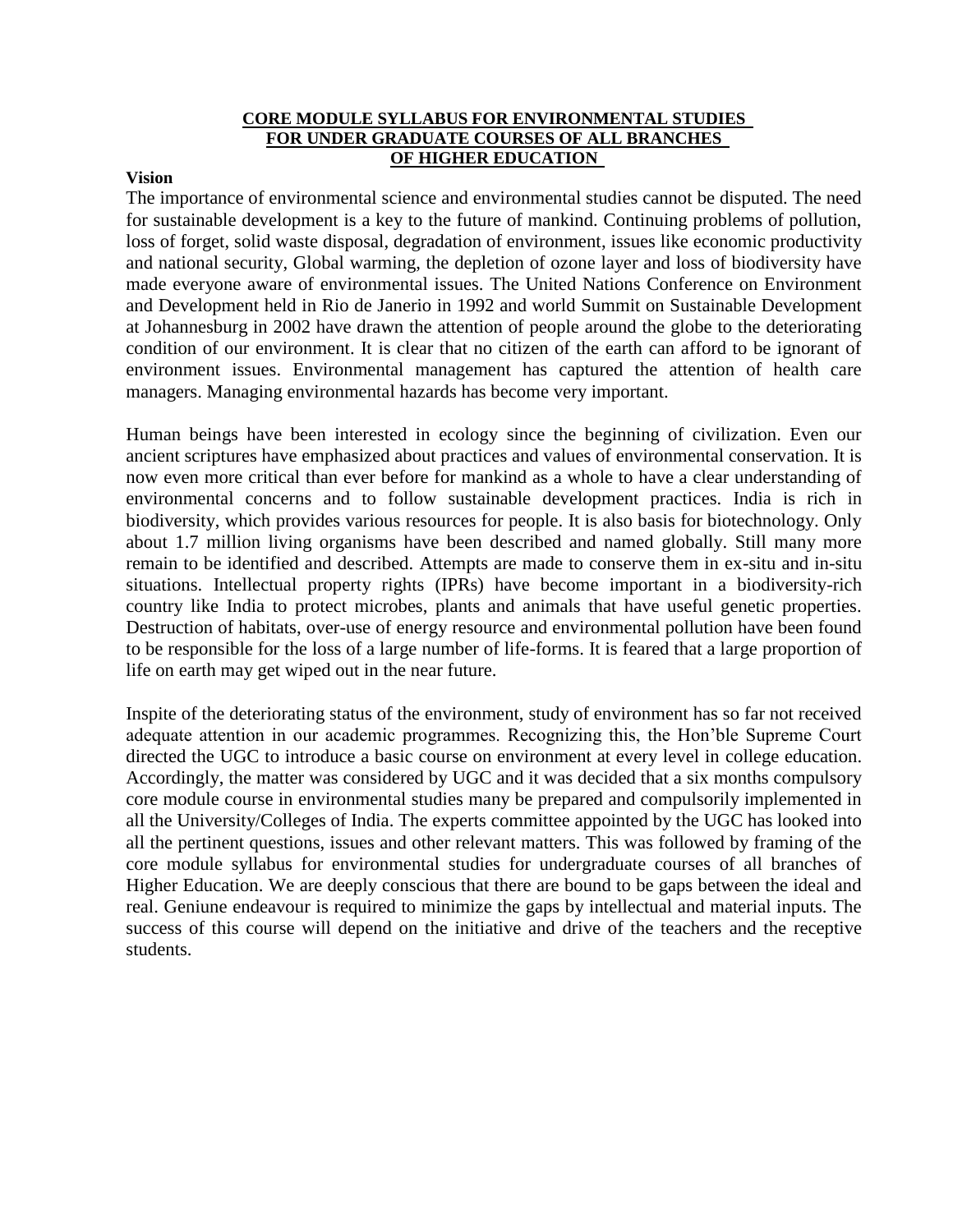# CORE MODULE SYLLABUS FOR ENVIRONMENTAL STUDIES FOR UNDER GRADUATE COURSES OF ALL BRANCHES OF HIGHER EDUCATION

**Vision**

The importance of environmental science and environmental studies cannot be disputed. The need for sustainable development is a key to the future of mankind. Continuing problems of pollution, loss of forget, solid waste disposal, degradation of environment, issues like economic productivity and national security, Global warming, the depletion of ozone layer and loss of biodiversity have made everyone aware of environmental issues. The United Nations Conference on Environment and Development held in Rio de Janerio in 1992 and world Summit on Sustainable Development at Johannesburg in 2002 have drawn the attention of people around the globe to the deteriorating condition of our environment. It is clear that no citizen of the earth can afford to be ignorant of environment issues. Environmental management has captured the attention of health care managers. Managing environmental hazards has become very important.

Human beings have been interested in ecology since the beginning of civilization. Even our ancient scriptures have emphasized about practices and values of environmental conservation. It is now even more critical than ever before for mankind as a whole to have a clear understanding of environmental concerns and to follow sustainable development practices. India is rich in biodiversity, which provides various resources for people. It is also basis for biotechnology. Only about 1.7 million living organisms have been described and named globally. Still many more remain to be identified and described. Attempts are made to conserve them in ex-situ and in-situ situations. Intellectual property rights (IPRs) have become important in a biodiversity-rich country like India to protect microbes, plants and animals that have useful genetic properties. Destruction of habitats, over-use of energy resource and environmental pollution have been found to be responsible for the loss of a large number of life-forms. It is feared that a large proportion of life on earth may get wiped out in the near future.

Inspite of the deteriorating status of the environment, study of environment has so far not received adequate attention in our academic programmes. Recognizing this, the Hon'ble Supreme Court directed the UGC to introduce a basic course on environment at every level in college education. Accordingly, the matter was considered by UGC and it was decided that a six months compulsory core module course in environmental studies many be prepared and compulsorily implemented in all the University/Colleges of India. The experts committee appointed by the UGC has looked into all the pertinent questions, issues and other relevant matters. This was followed by framing of the core module syllabus for environmental studies for undergraduate courses of all branches of Higher Education. We are deeply conscious that there are bound to be gaps between the ideal and real. Geniune endeavour is required to minimize the gaps by intellectual and material inputs. The success of this course will depend on the initiative and drive of the teachers and the receptive students.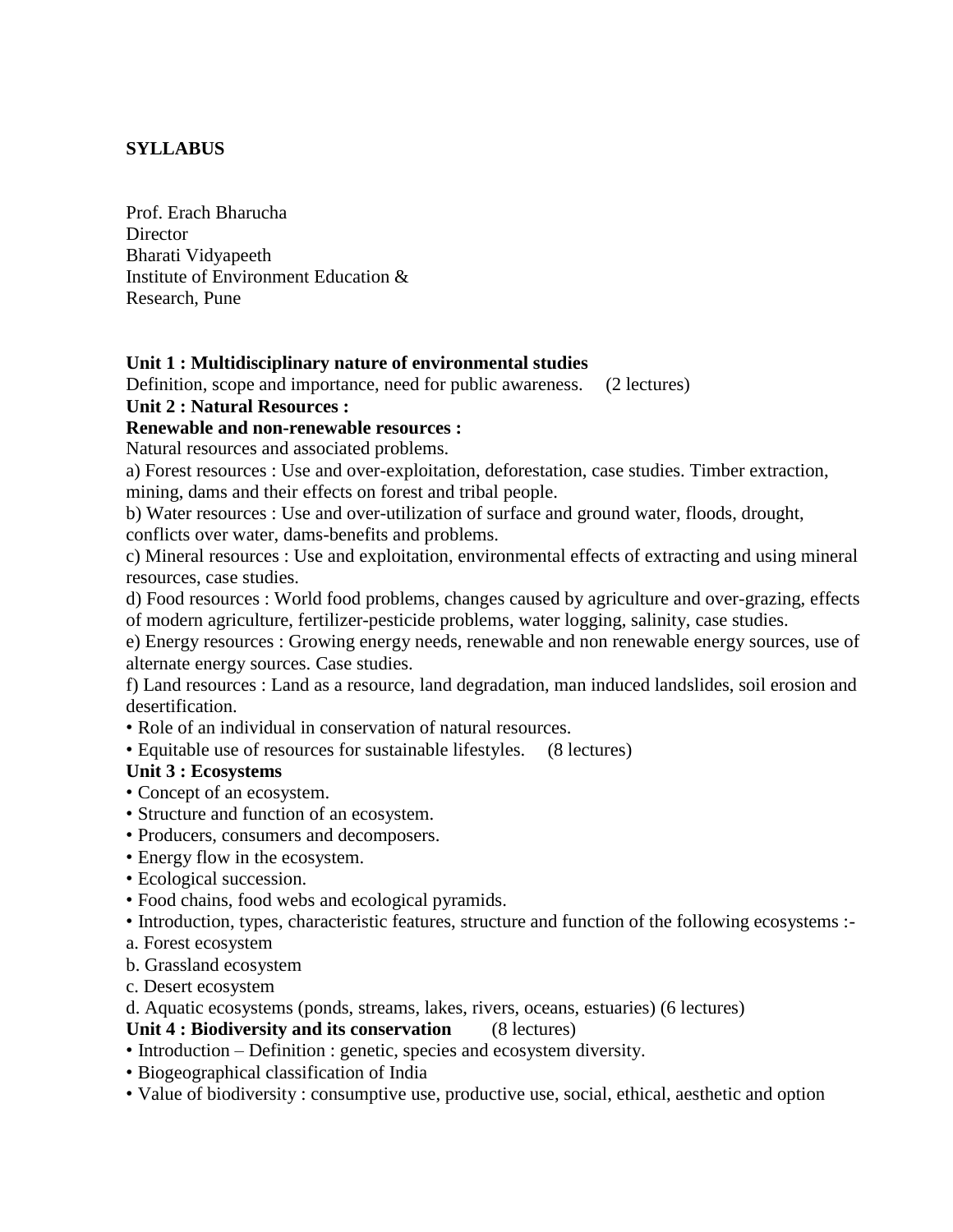**SYLLABUS**

Prof. Erach Bharucha
Director
Bharati Vidyapeeth
Institute of Environment Education &
Research, Pune

**Unit 1 : Multidisciplinary nature of environmental studies**

Definition, scope and importance, need for public awareness. (2 lectures)

**Unit 2 : Natural Resources :**

**Renewable and non-renewable resources :**

Natural resources and associated problems.

a) Forest resources : Use and over-exploitation, deforestation, case studies. Timber extraction, mining, dams and their effects on forest and tribal people.

b) Water resources : Use and over-utilization of surface and ground water, floods, drought, conflicts over water, dams-benefits and problems.

c) Mineral resources : Use and exploitation, environmental effects of extracting and using mineral resources, case studies.

d) Food resources : World food problems, changes caused by agriculture and over-grazing, effects of modern agriculture, fertilizer-pesticide problems, water logging, salinity, case studies.

e) Energy resources : Growing energy needs, renewable and non renewable energy sources, use of alternate energy sources. Case studies.

f) Land resources : Land as a resource, land degradation, man induced landslides, soil erosion and desertification.

- Role of an individual in conservation of natural resources.
- Equitable use of resources for sustainable lifestyles. (8 lectures)

**Unit 3 : Ecosystems**

- Concept of an ecosystem.
- Structure and function of an ecosystem.
- Producers, consumers and decomposers.
- Energy flow in the ecosystem.
- Ecological succession.
- Food chains, food webs and ecological pyramids.
- Introduction, types, characteristic features, structure and function of the following ecosystems :-

a. Forest ecosystem
b. Grassland ecosystem
c. Desert ecosystem
d. Aquatic ecosystems (ponds, streams, lakes, rivers, oceans, estuaries) (6 lectures)

**Unit 4 : Biodiversity and its conservation** (8 lectures)

- Introduction – Definition : genetic, species and ecosystem diversity.
- Biogeographical classification of India
- Value of biodiversity : consumptive use, productive use, social, ethical, aesthetic and option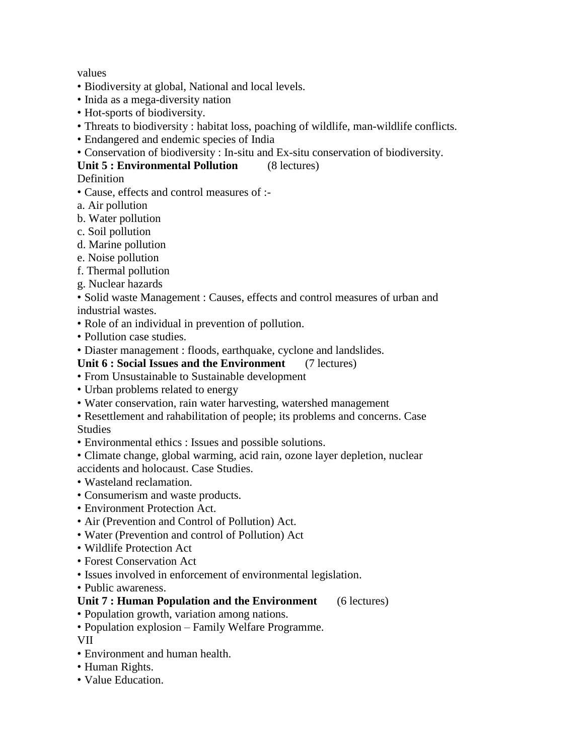values

- Biodiversity at global, National and local levels.
- Inida as a mega-diversity nation
- Hot-sports of biodiversity.
- Threats to biodiversity : habitat loss, poaching of wildlife, man-wildlife conflicts.
- Endangered and endemic species of India
- Conservation of biodiversity : In-situ and Ex-situ conservation of biodiversity.

**Unit 5 : Environmental Pollution** (8 lectures)

Definition

- Cause, effects and control measures of :-

a. Air pollution
b. Water pollution
c. Soil pollution
d. Marine pollution
e. Noise pollution
f. Thermal pollution
g. Nuclear hazards

- Solid waste Management : Causes, effects and control measures of urban and industrial wastes.
- Role of an individual in prevention of pollution.
- Pollution case studies.
- Diaster management : floods, earthquake, cyclone and landslides.

**Unit 6 : Social Issues and the Environment** (7 lectures)

- From Unsustainable to Sustainable development
- Urban problems related to energy
- Water conservation, rain water harvesting, watershed management
- Resettlement and rahabilitation of people; its problems and concerns. Case Studies
- Environmental ethics : Issues and possible solutions.
- Climate change, global warming, acid rain, ozone layer depletion, nuclear accidents and holocaust. Case Studies.
- Wasteland reclamation.
- Consumerism and waste products.
- Environment Protection Act.
- Air (Prevention and Control of Pollution) Act.
- Water (Prevention and control of Pollution) Act
- Wildlife Protection Act
- Forest Conservation Act
- Issues involved in enforcement of environmental legislation.
- Public awareness.

**Unit 7 : Human Population and the Environment** (6 lectures)

- Population growth, variation among nations.
- Population explosion – Family Welfare Programme.

VII

- Environment and human health.
- Human Rights.
- Value Education.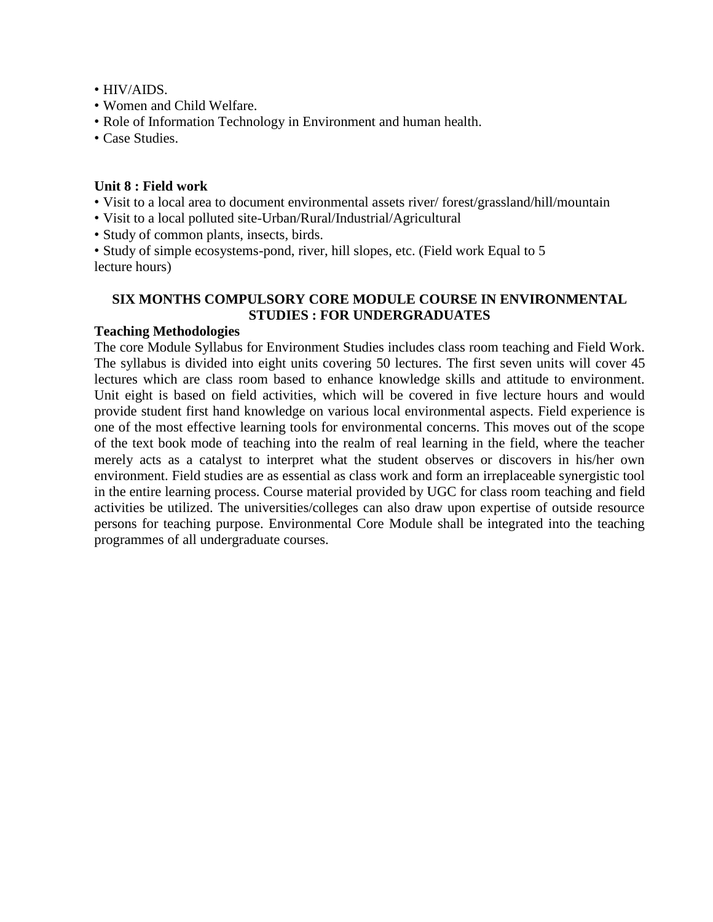- HIV/AIDS.
- Women and Child Welfare.
- Role of Information Technology in Environment and human health.
- Case Studies.

**Unit 8 : Field work**

- Visit to a local area to document environmental assets river/ forest/grassland/hill/mountain
- Visit to a local polluted site-Urban/Rural/Industrial/Agricultural
- Study of common plants, insects, birds.
- Study of simple ecosystems-pond, river, hill slopes, etc. (Field work Equal to 5 lecture hours)

**SIX MONTHS COMPULSORY CORE MODULE COURSE IN ENVIRONMENTAL STUDIES : FOR UNDERGRADUATES**

**Teaching Methodologies**

The core Module Syllabus for Environment Studies includes class room teaching and Field Work. The syllabus is divided into eight units covering 50 lectures. The first seven units will cover 45 lectures which are class room based to enhance knowledge skills and attitude to environment. Unit eight is based on field activities, which will be covered in five lecture hours and would provide student first hand knowledge on various local environmental aspects. Field experience is one of the most effective learning tools for environmental concerns. This moves out of the scope of the text book mode of teaching into the realm of real learning in the field, where the teacher merely acts as a catalyst to interpret what the student observes or discovers in his/her own environment. Field studies are as essential as class work and form an irreplaceable synergistic tool in the entire learning process. Course material provided by UGC for class room teaching and field activities be utilized. The universities/colleges can also draw upon expertise of outside resource persons for teaching purpose. Environmental Core Module shall be integrated into the teaching programmes of all undergraduate courses.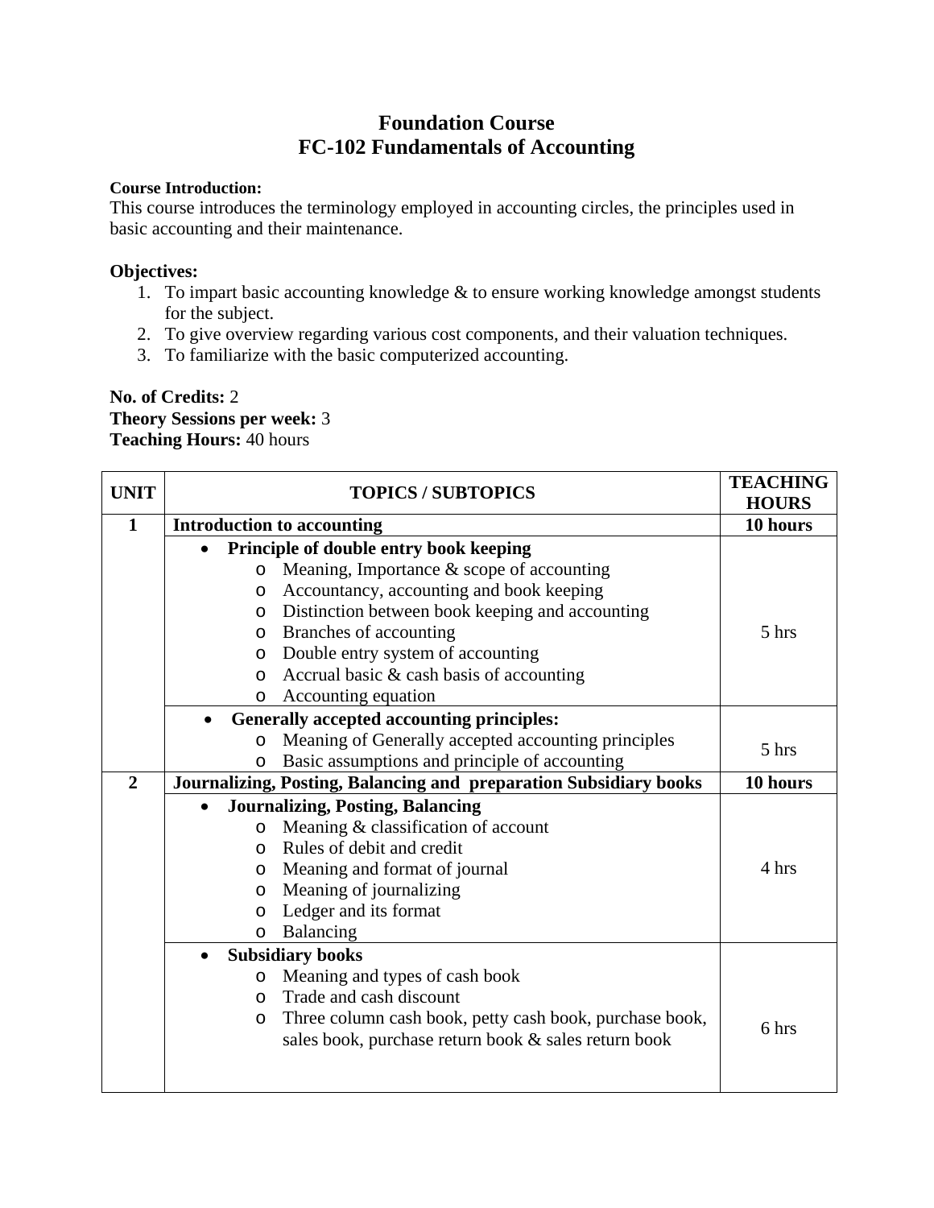# Foundation Course
# FC-102 Fundamentals of Accounting

**Course Introduction:**
This course introduces the terminology employed in accounting circles, the principles used in basic accounting and their maintenance.

**Objectives:**

1. To impart basic accounting knowledge & to ensure working knowledge amongst students for the subject.
2. To give overview regarding various cost components, and their valuation techniques.
3. To familiarize with the basic computerized accounting.

**No. of Credits:** 2
**Theory Sessions per week:** 3
**Teaching Hours:** 40 hours

| UNIT | TOPICS / SUBTOPICS | TEACHING HOURS |
|---|---|---|
| **1** | **Introduction to accounting** | **10 hours** |
| | • **Principle of double entry book keeping**<br>o Meaning, Importance & scope of accounting<br>o Accountancy, accounting and book keeping<br>o Distinction between book keeping and accounting<br>o Branches of accounting<br>o Double entry system of accounting<br>o Accrual basic & cash basis of accounting<br>o Accounting equation | 5 hrs |
| | • **Generally accepted accounting principles:**<br>o Meaning of Generally accepted accounting principles<br>o Basic assumptions and principle of accounting | 5 hrs |
| **2** | **Journalizing, Posting, Balancing and preparation Subsidiary books** | **10 hours** |
| | • **Journalizing, Posting, Balancing**<br>o Meaning & classification of account<br>o Rules of debit and credit<br>o Meaning and format of journal<br>o Meaning of journalizing<br>o Ledger and its format<br>o Balancing | 4 hrs |
| | • **Subsidiary books**<br>o Meaning and types of cash book<br>o Trade and cash discount<br>o Three column cash book, petty cash book, purchase book, sales book, purchase return book & sales return book | 6 hrs |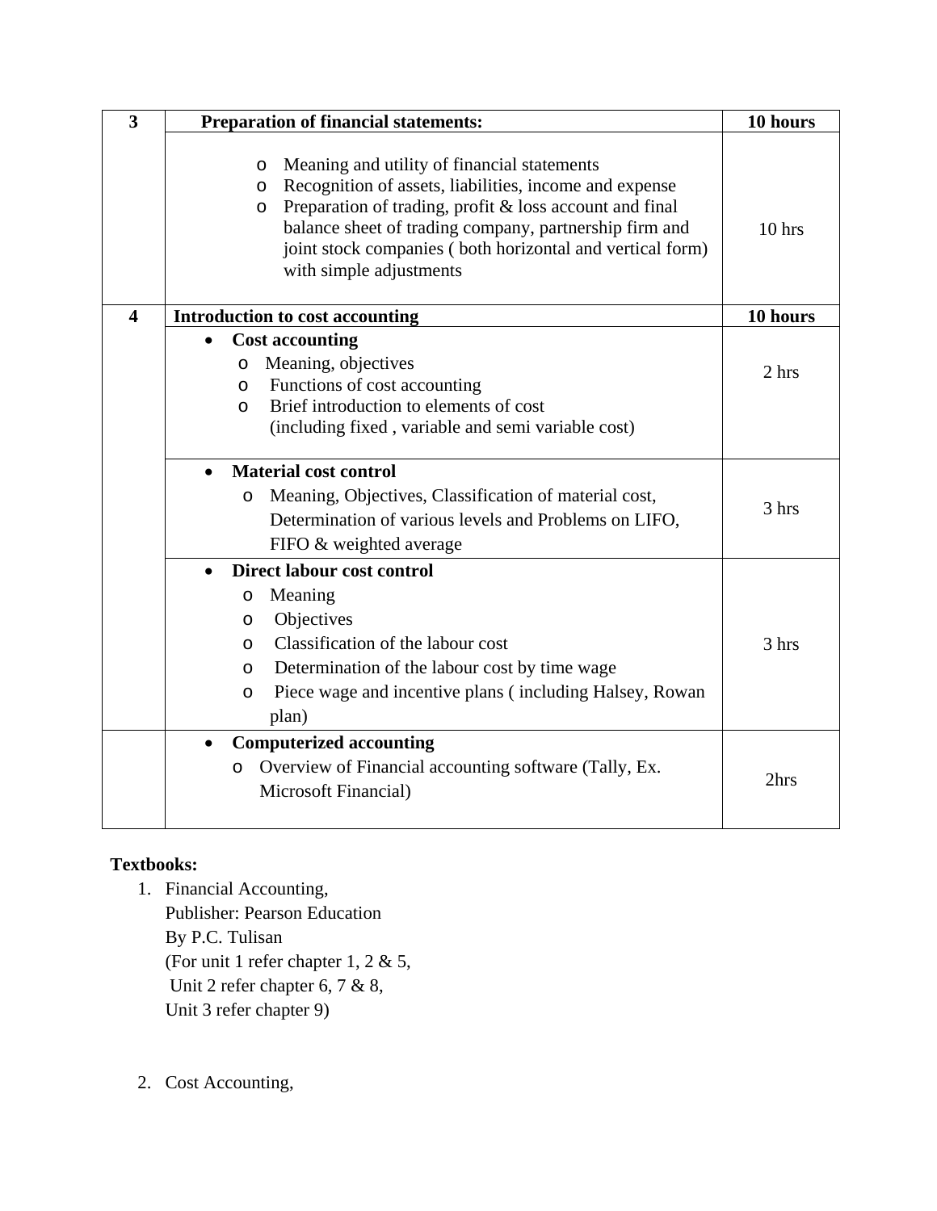| 3 | **Preparation of financial statements:** | **10 hours** |
|---|---|---|
| | - Meaning and utility of financial statements<br>- Recognition of assets, liabilities, income and expense<br>- Preparation of trading, profit & loss account and final balance sheet of trading company, partnership firm and joint stock companies ( both horizontal and vertical form) with simple adjustments | 10 hrs |
| **4** | **Introduction to cost accounting** | **10 hours** |
| | - **Cost accounting**<br>  - Meaning, objectives<br>  - Functions of cost accounting<br>  - Brief introduction to elements of cost (including fixed , variable and semi variable cost) | 2 hrs |
| | - **Material cost control**<br>  - Meaning, Objectives, Classification of material cost, Determination of various levels and Problems on LIFO, FIFO & weighted average | 3 hrs |
| | - **Direct labour cost control**<br>  - Meaning<br>  - Objectives<br>  - Classification of the labour cost<br>  - Determination of the labour cost by time wage<br>  - Piece wage and incentive plans ( including Halsey, Rowan plan) | 3 hrs |
| | - **Computerized accounting**<br>  - Overview of Financial accounting software (Tally, Ex. Microsoft Financial) | 2hrs |

**Textbooks:**

1. Financial Accounting,
   Publisher: Pearson Education
   By P.C. Tulisan
   (For unit 1 refer chapter 1, 2 & 5,
   Unit 2 refer chapter 6, 7 & 8,
   Unit 3 refer chapter 9)

2. Cost Accounting,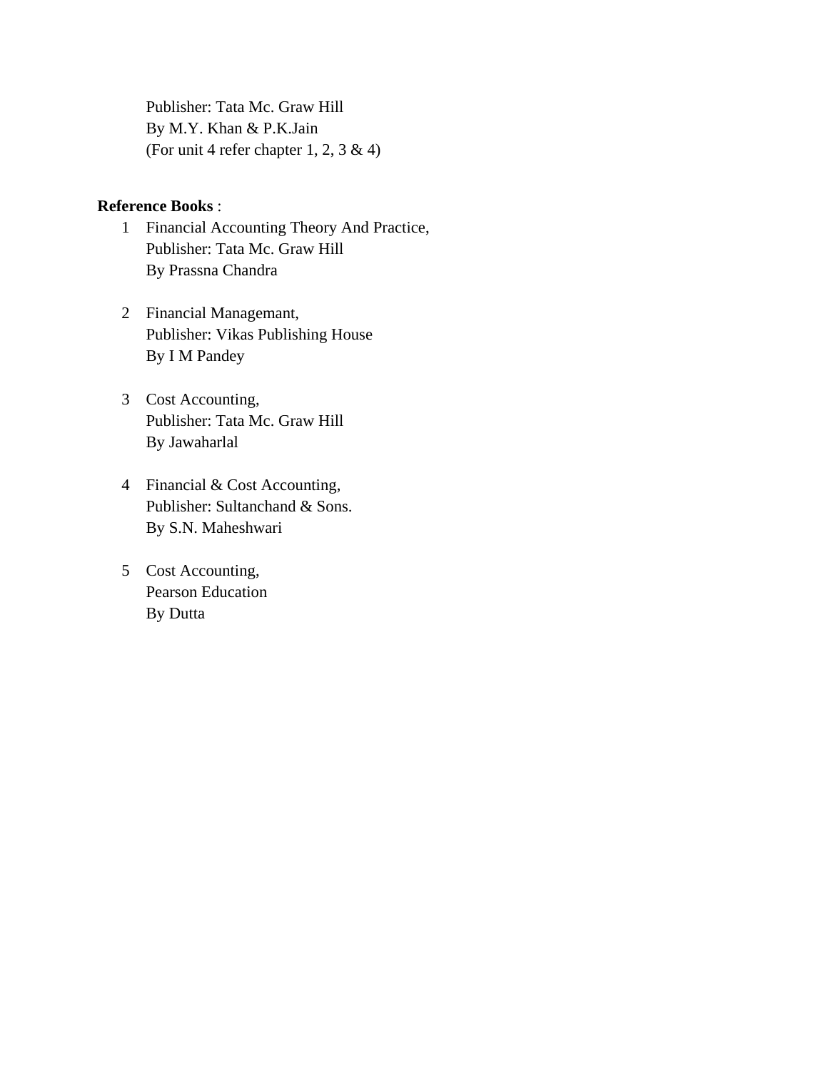Publisher: Tata Mc. Graw Hill
By M.Y. Khan & P.K.Jain
(For unit 4 refer chapter 1, 2, 3 & 4)

**Reference Books** :

1. Financial Accounting Theory And Practice,
   Publisher: Tata Mc. Graw Hill
   By Prassna Chandra

2. Financial Managemant,
   Publisher: Vikas Publishing House
   By I M Pandey

3. Cost Accounting,
   Publisher: Tata Mc. Graw Hill
   By Jawaharlal

4. Financial & Cost Accounting,
   Publisher: Sultanchand & Sons.
   By S.N. Maheshwari

5. Cost Accounting,
   Pearson Education
   By Dutta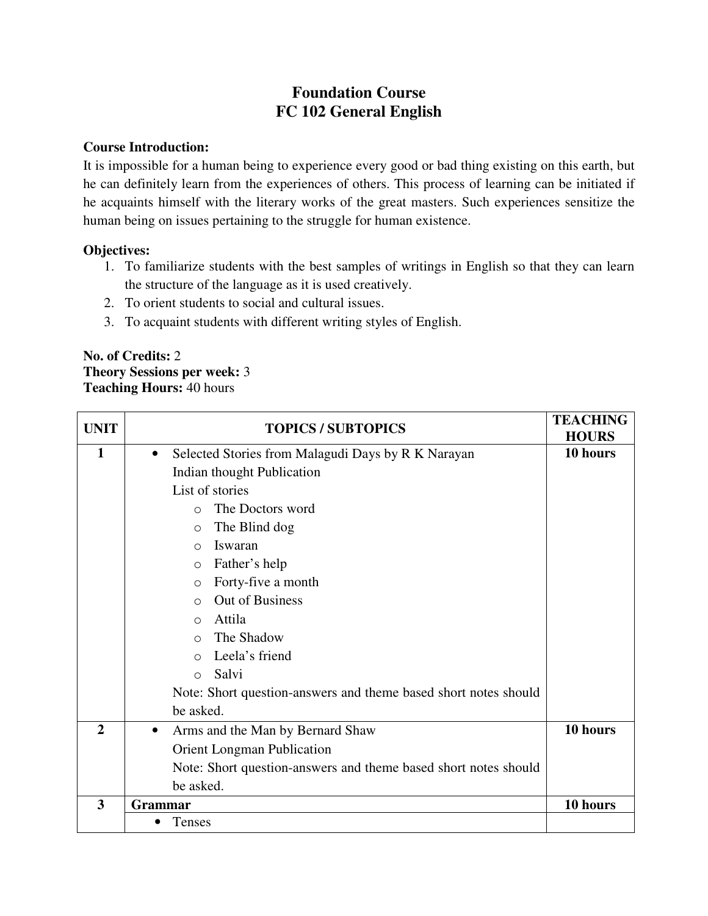# Foundation Course
# FC 102 General English

**Course Introduction:**
It is impossible for a human being to experience every good or bad thing existing on this earth, but he can definitely learn from the experiences of others. This process of learning can be initiated if he acquaints himself with the literary works of the great masters. Such experiences sensitize the human being on issues pertaining to the struggle for human existence.

**Objectives:**

1. To familiarize students with the best samples of writings in English so that they can learn the structure of the language as it is used creatively.
2. To orient students to social and cultural issues.
3. To acquaint students with different writing styles of English.

**No. of Credits:** 2
**Theory Sessions per week:** 3
**Teaching Hours:** 40 hours

| UNIT | TOPICS / SUBTOPICS | TEACHING HOURS |
|---|---|---|
| **1** | • Selected Stories from Malagudi Days by R K Narayan<br>Indian thought Publication<br>List of stories<br>○ The Doctors word<br>○ The Blind dog<br>○ Iswaran<br>○ Father's help<br>○ Forty-five a month<br>○ Out of Business<br>○ Attila<br>○ The Shadow<br>○ Leela's friend<br>○ Salvi<br>Note: Short question-answers and theme based short notes should be asked. | **10 hours** |
| **2** | • Arms and the Man by Bernard Shaw<br>Orient Longman Publication<br>Note: Short question-answers and theme based short notes should be asked. | **10 hours** |
| **3** | **Grammar** | **10 hours** |
| | • Tenses | |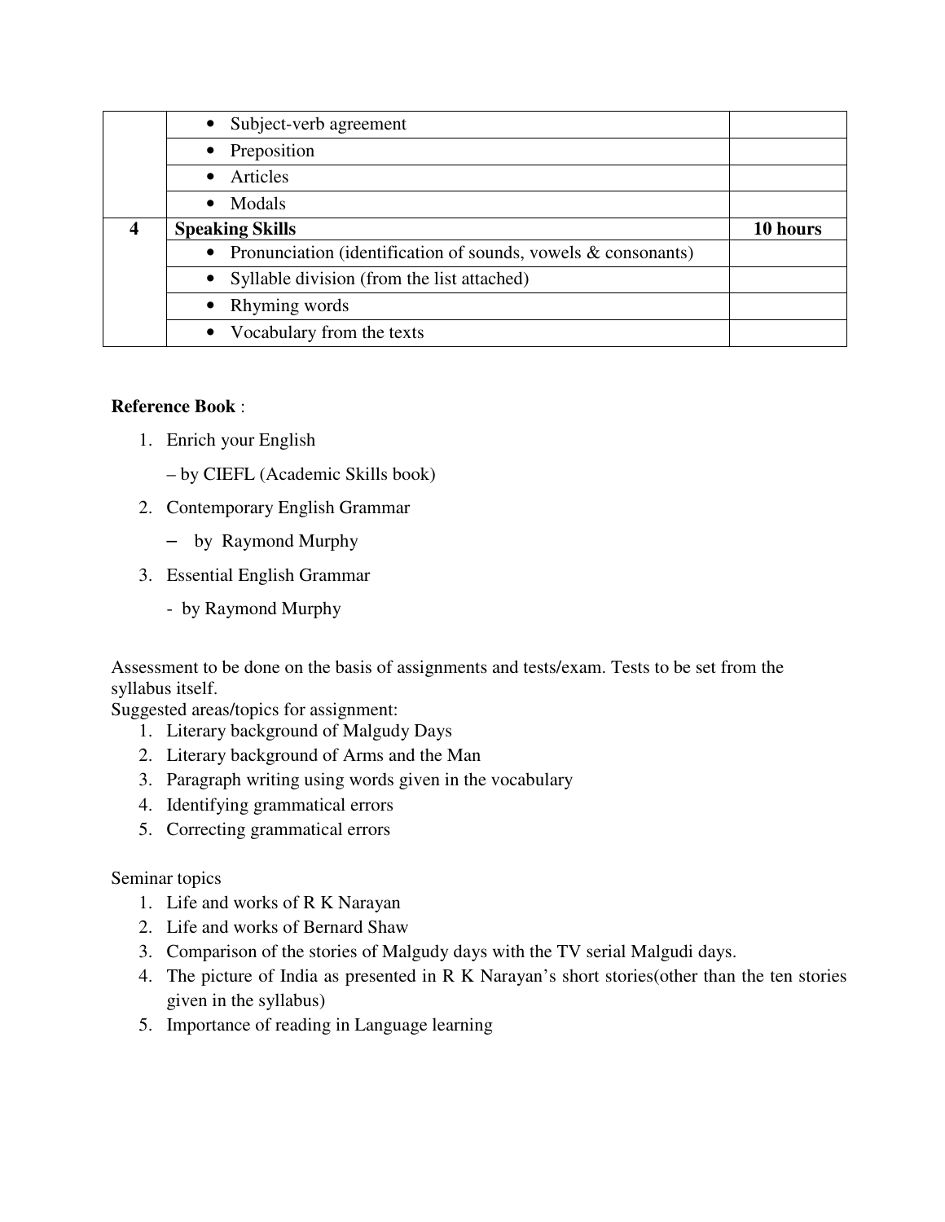| | | |
|---|---|---|
| | • Subject-verb agreement | |
| | • Preposition | |
| | • Articles | |
| | • Modals | |
| **4** | **Speaking Skills** | **10 hours** |
| | • Pronunciation (identification of sounds, vowels & consonants) | |
| | • Syllable division (from the list attached) | |
| | • Rhyming words | |
| | • Vocabulary from the texts | |

**Reference Book** :

1. Enrich your English

   – by CIEFL (Academic Skills book)

2. Contemporary English Grammar

   – by Raymond Murphy

3. Essential English Grammar

   - by Raymond Murphy

Assessment to be done on the basis of assignments and tests/exam. Tests to be set from the syllabus itself.

Suggested areas/topics for assignment:

1. Literary background of Malgudy Days
2. Literary background of Arms and the Man
3. Paragraph writing using words given in the vocabulary
4. Identifying grammatical errors
5. Correcting grammatical errors

Seminar topics

1. Life and works of R K Narayan
2. Life and works of Bernard Shaw
3. Comparison of the stories of Malgudy days with the TV serial Malgudi days.
4. The picture of India as presented in R K Narayan's short stories(other than the ten stories given in the syllabus)
5. Importance of reading in Language learning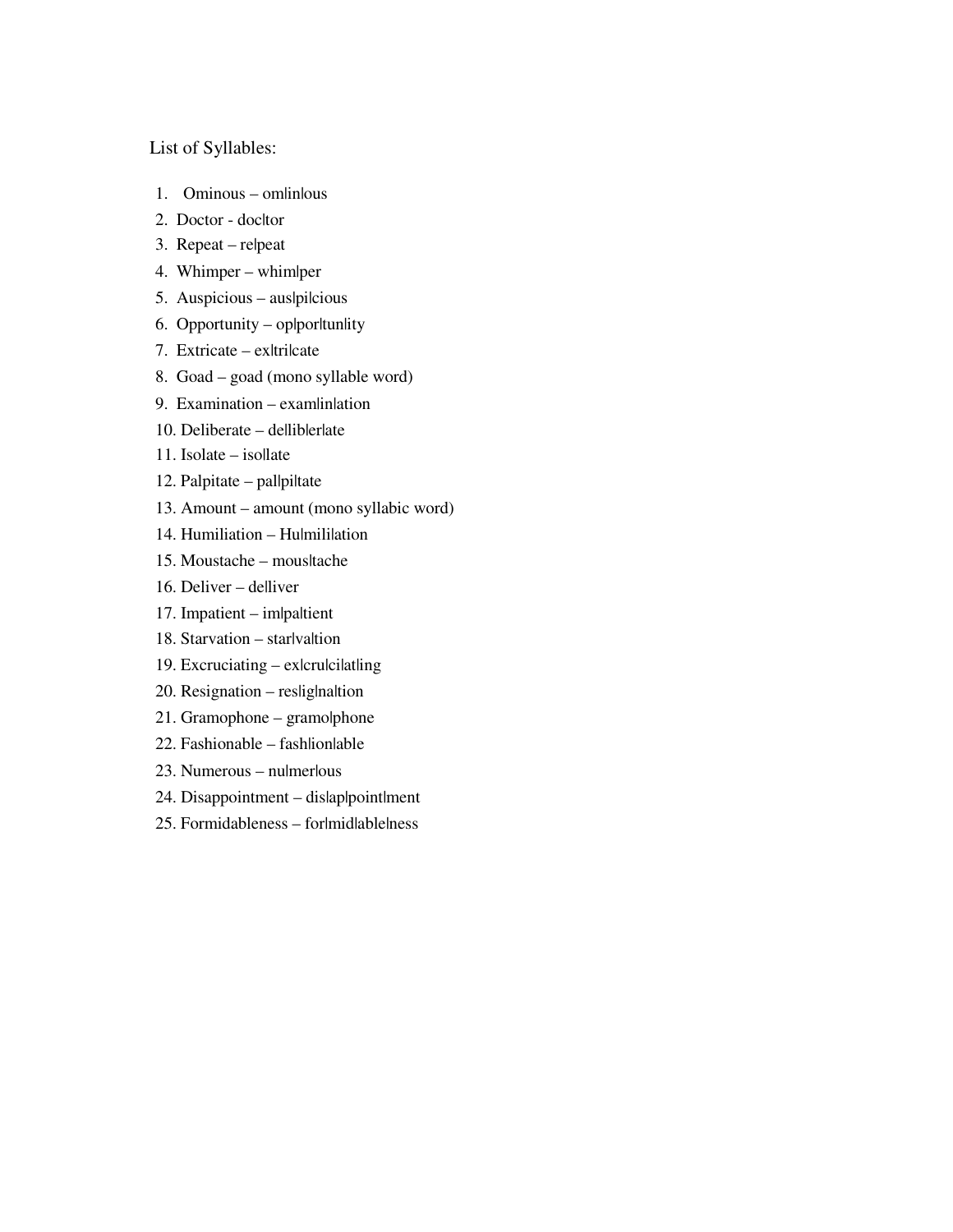List of Syllables:

1. Ominous – om|in|ous
2. Doctor - doc|tor
3. Repeat – re|peat
4. Whimper – whim|per
5. Auspicious – aus|pi|cious
6. Opportunity – op|por|tun|ity
7. Extricate – ex|tri|cate
8. Goad – goad (mono syllable word)
9. Examination – exam|in|ation
10. Deliberate – de|lib|er|ate
11. Isolate – iso|late
12. Palpitate – pal|pi|tate
13. Amount – amount (mono syllabic word)
14. Humiliation – Hu|mili|ation
15. Moustache – mous|tache
16. Deliver – de|liver
17. Impatient – im|pa|tient
18. Starvation – star|va|tion
19. Excruciating – ex|cru|ci|at|ing
20. Resignation – res|ig|na|tion
21. Gramophone – gramo|phone
22. Fashionable – fash|ion|able
23. Numerous – nu|mer|ous
24. Disappointment – dis|ap|point|ment
25. Formidableness – for|mid|able|ness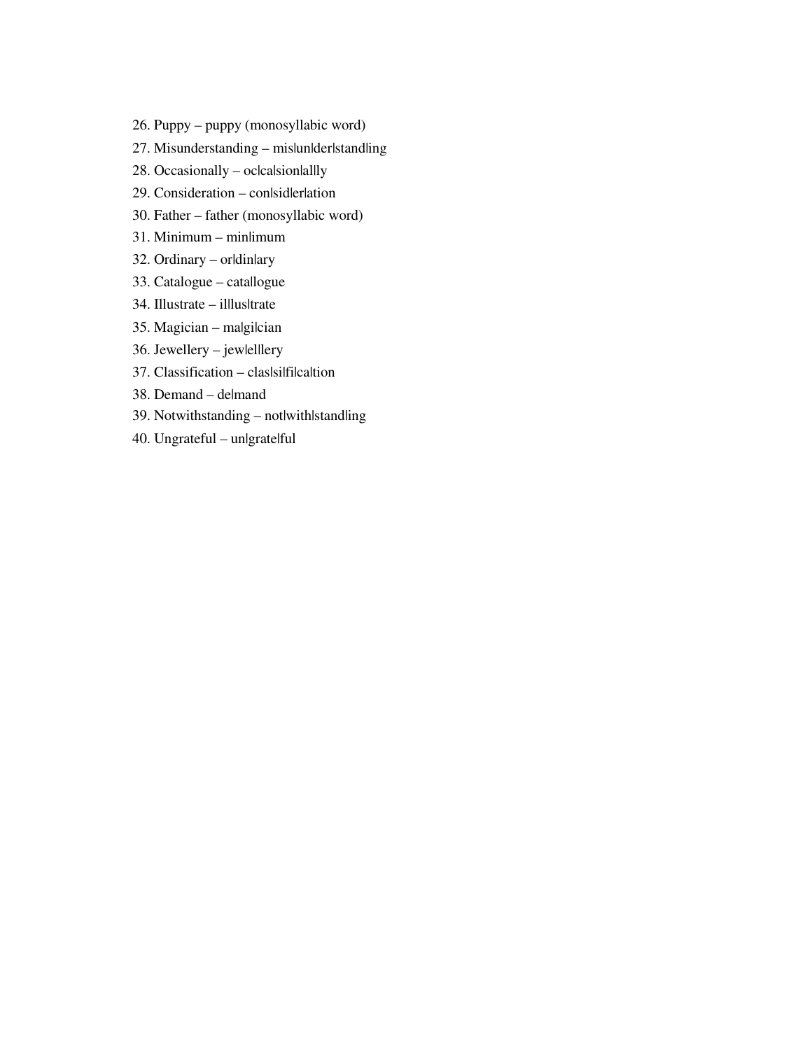26. Puppy – puppy (monosyllabic word)
27. Misunderstanding – mis|un|der|stand|ing
28. Occasionally – oc|ca|sion|al|ly
29. Consideration – con|sid|er|ation
30. Father – father (monosyllabic word)
31. Minimum – min|imum
32. Ordinary – or|din|ary
33. Catalogue – cata|logue
34. Illustrate – il|lus|trate
35. Magician – ma|gi|cian
36. Jewellery – jew|el|lery
37. Classification – clas|si|fi|ca|tion
38. Demand – de|mand
39. Notwithstanding – not|with|stand|ing
40. Ungrateful – un|grate|ful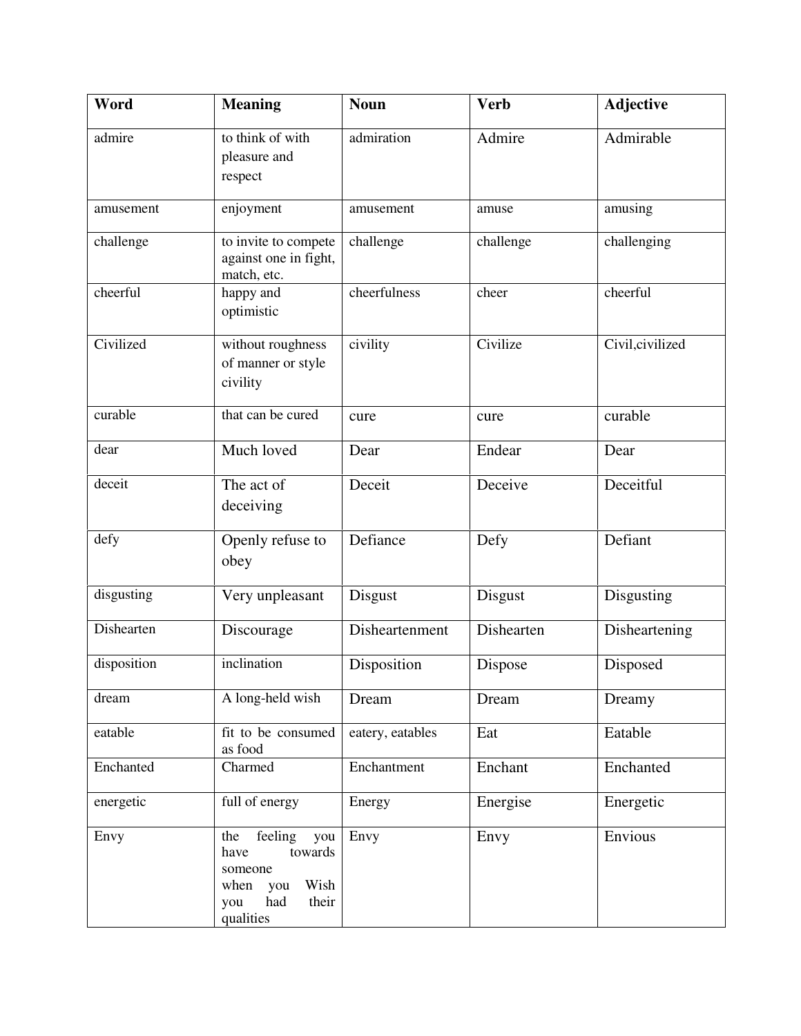| Word | Meaning | Noun | Verb | Adjective |
|---|---|---|---|---|
| admire | to think of with pleasure and respect | admiration | Admire | Admirable |
| amusement | enjoyment | amusement | amuse | amusing |
| challenge | to invite to compete against one in fight, match, etc. | challenge | challenge | challenging |
| cheerful | happy and optimistic | cheerfulness | cheer | cheerful |
| Civilized | without roughness of manner or style civility | civility | Civilize | Civil,civilized |
| curable | that can be cured | cure | cure | curable |
| dear | Much loved | Dear | Endear | Dear |
| deceit | The act of deceiving | Deceit | Deceive | Deceitful |
| defy | Openly refuse to obey | Defiance | Defy | Defiant |
| disgusting | Very unpleasant | Disgust | Disgust | Disgusting |
| Dishearten | Discourage | Disheartenment | Dishearten | Disheartening |
| disposition | inclination | Disposition | Dispose | Disposed |
| dream | A long-held wish | Dream | Dream | Dreamy |
| eatable | fit to be consumed as food | eatery, eatables | Eat | Eatable |
| Enchanted | Charmed | Enchantment | Enchant | Enchanted |
| energetic | full of energy | Energy | Energise | Energetic |
| Envy | the feeling you have towards someone when you Wish you had their qualities | Envy | Envy | Envious |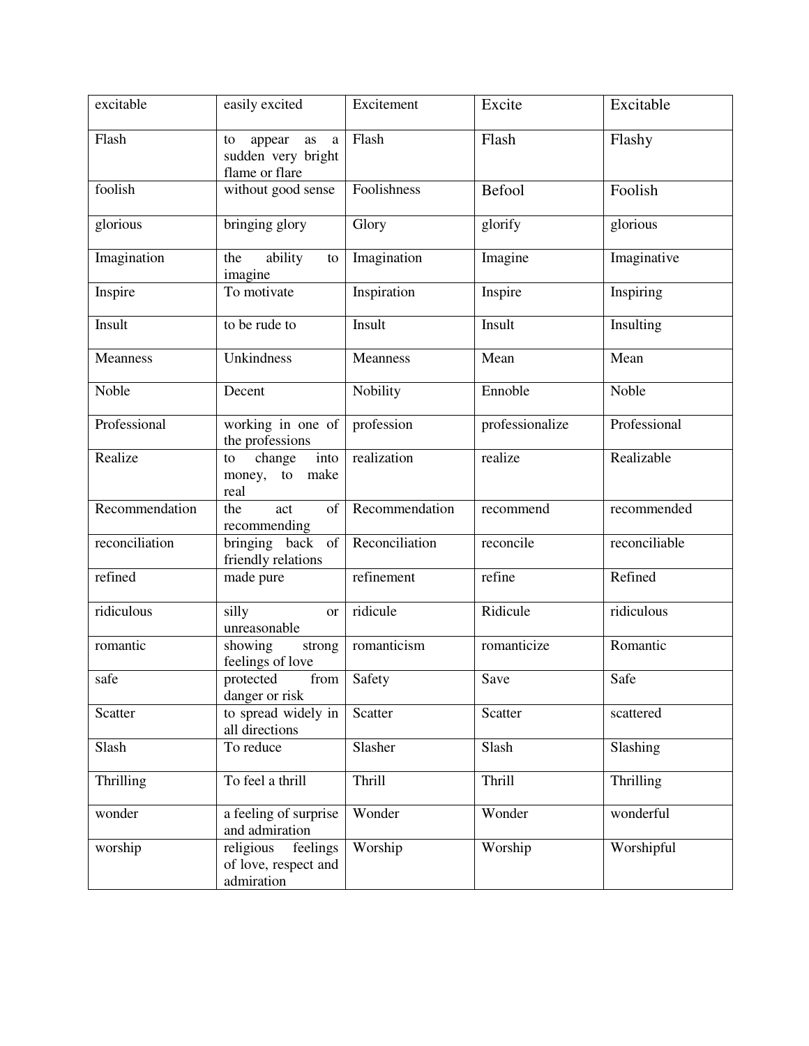| | | | | |
|---|---|---|---|---|
| excitable | easily excited | Excitement | Excite | Excitable |
| Flash | to appear as a sudden very bright flame or flare | Flash | Flash | Flashy |
| foolish | without good sense | Foolishness | Befool | Foolish |
| glorious | bringing glory | Glory | glorify | glorious |
| Imagination | the ability to imagine | Imagination | Imagine | Imaginative |
| Inspire | To motivate | Inspiration | Inspire | Inspiring |
| Insult | to be rude to | Insult | Insult | Insulting |
| Meanness | Unkindness | Meanness | Mean | Mean |
| Noble | Decent | Nobility | Ennoble | Noble |
| Professional | working in one of the professions | profession | professionalize | Professional |
| Realize | to change into money, to make real | realization | realize | Realizable |
| Recommendation | the act of recommending | Recommendation | recommend | recommended |
| reconciliation | bringing back of friendly relations | Reconciliation | reconcile | reconciliable |
| refined | made pure | refinement | refine | Refined |
| ridiculous | silly or unreasonable | ridicule | Ridicule | ridiculous |
| romantic | showing strong feelings of love | romanticism | romanticize | Romantic |
| safe | protected from danger or risk | Safety | Save | Safe |
| Scatter | to spread widely in all directions | Scatter | Scatter | scattered |
| Slash | To reduce | Slasher | Slash | Slashing |
| Thrilling | To feel a thrill | Thrill | Thrill | Thrilling |
| wonder | a feeling of surprise and admiration | Wonder | Wonder | wonderful |
| worship | religious feelings of love, respect and admiration | Worship | Worship | Worshipful |